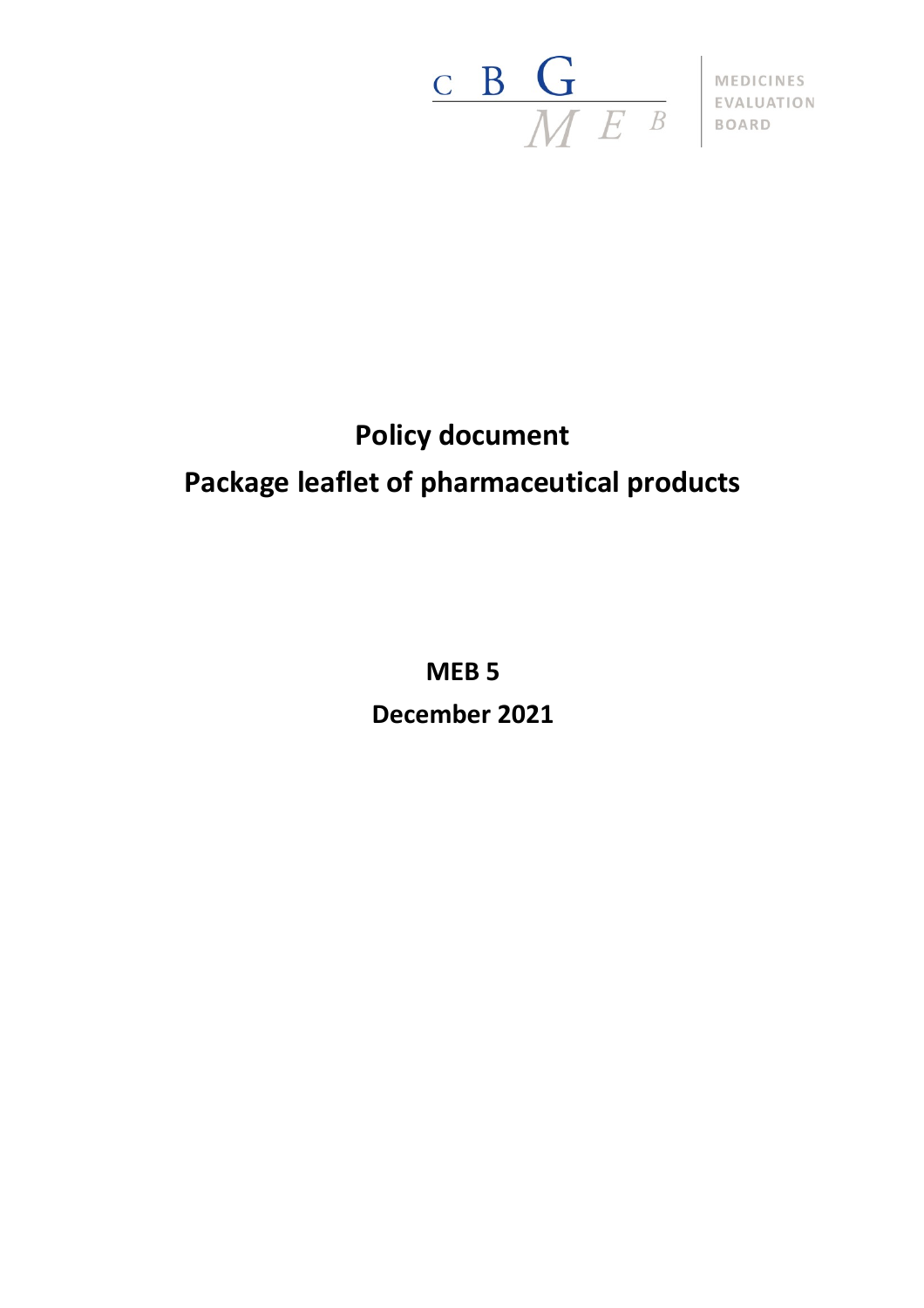C B G
M E B

MEDICINES
EVALUATION
BOARD

# Policy document
# Package leaflet of pharmaceutical products

**MEB 5**

**December 2021**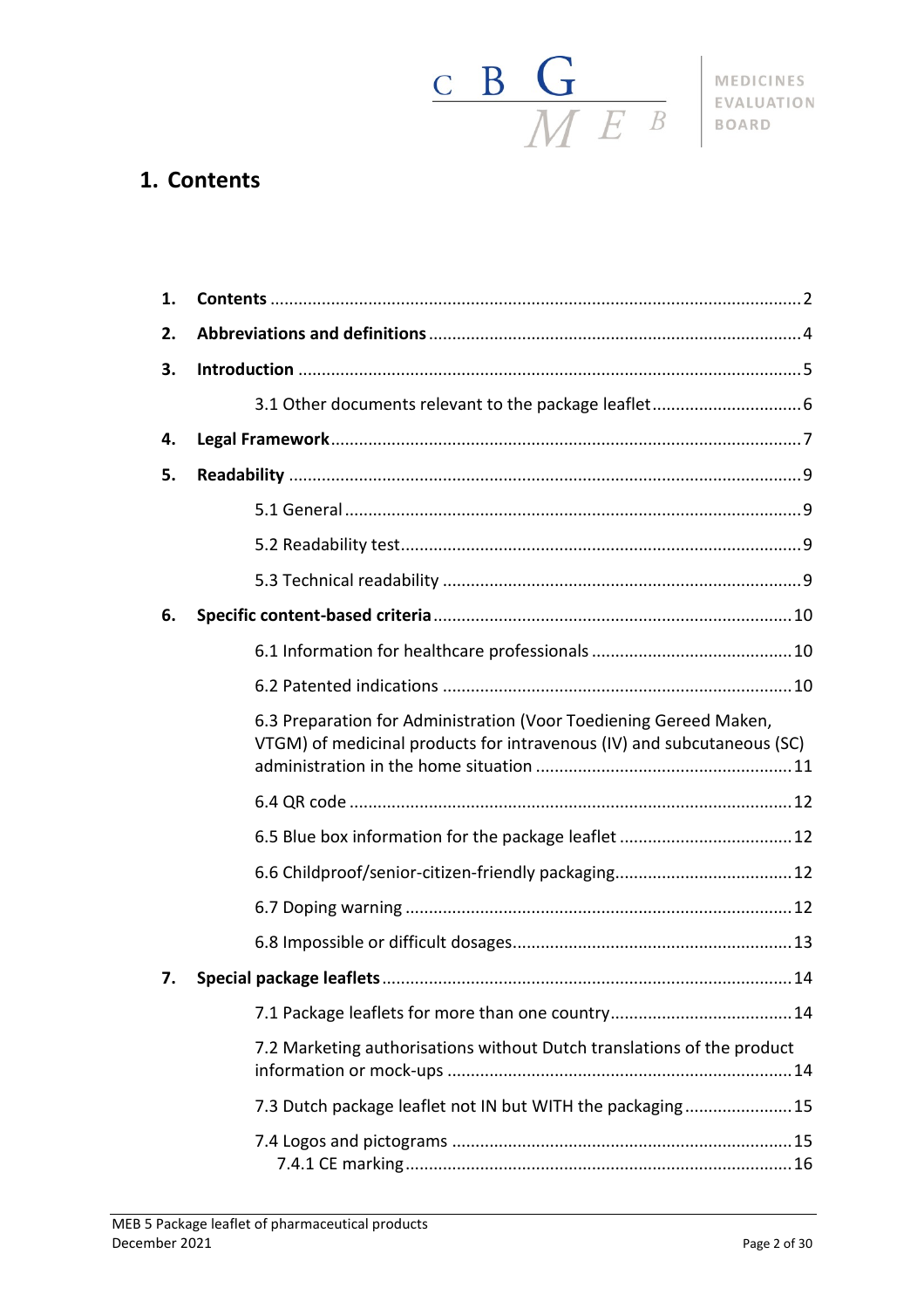# 1. Contents

1. **Contents** ... 2
2. **Abbreviations and definitions** ... 4
3. **Introduction** ... 5
   - 3.1 Other documents relevant to the package leaflet ... 6
4. **Legal Framework** ... 7
5. **Readability** ... 9
   - 5.1 General ... 9
   - 5.2 Readability test ... 9
   - 5.3 Technical readability ... 9
6. **Specific content-based criteria** ... 10
   - 6.1 Information for healthcare professionals ... 10
   - 6.2 Patented indications ... 10
   - 6.3 Preparation for Administration (Voor Toediening Gereed Maken, VTGM) of medicinal products for intravenous (IV) and subcutaneous (SC) administration in the home situation ... 11
   - 6.4 QR code ... 12
   - 6.5 Blue box information for the package leaflet ... 12
   - 6.6 Childproof/senior-citizen-friendly packaging ... 12
   - 6.7 Doping warning ... 12
   - 6.8 Impossible or difficult dosages ... 13
7. **Special package leaflets** ... 14
   - 7.1 Package leaflets for more than one country ... 14
   - 7.2 Marketing authorisations without Dutch translations of the product information or mock-ups ... 14
   - 7.3 Dutch package leaflet not IN but WITH the packaging ... 15
   - 7.4 Logos and pictograms ... 15
     - 7.4.1 CE marking ... 16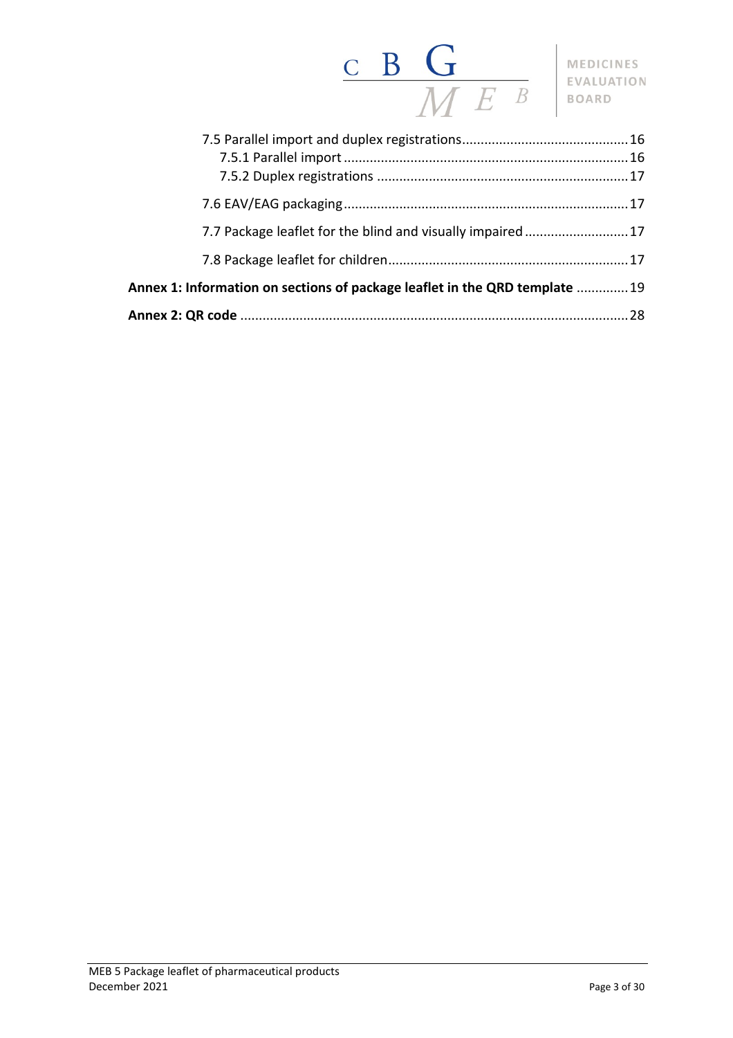7.5 Parallel import and duplex registrations ............................................ 16
    7.5.1 Parallel import ............................................................................ 16
    7.5.2 Duplex registrations ................................................................... 17

7.6 EAV/EAG packaging ............................................................................ 17

7.7 Package leaflet for the blind and visually impaired ........................... 17

7.8 Package leaflet for children ................................................................ 17

**Annex 1: Information on sections of package leaflet in the QRD template** .............. 19

**Annex 2: QR code** ........................................................................................................ 28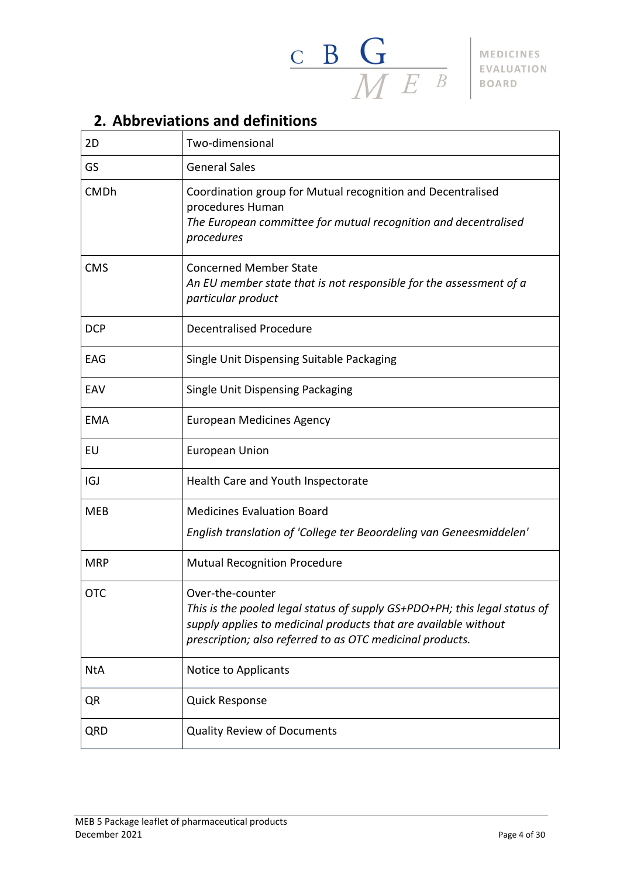## 2. Abbreviations and definitions

| | |
|---|---|
| 2D | Two-dimensional |
| GS | General Sales |
| CMDh | Coordination group for Mutual recognition and Decentralised procedures Human<br>*The European committee for mutual recognition and decentralised procedures* |
| CMS | Concerned Member State<br>*An EU member state that is not responsible for the assessment of a particular product* |
| DCP | Decentralised Procedure |
| EAG | Single Unit Dispensing Suitable Packaging |
| EAV | Single Unit Dispensing Packaging |
| EMA | European Medicines Agency |
| EU | European Union |
| IGJ | Health Care and Youth Inspectorate |
| MEB | Medicines Evaluation Board<br>*English translation of 'College ter Beoordeling van Geneesmiddelen'* |
| MRP | Mutual Recognition Procedure |
| OTC | Over-the-counter<br>*This is the pooled legal status of supply GS+PDO+PH; this legal status of supply applies to medicinal products that are available without prescription; also referred to as OTC medicinal products.* |
| NtA | Notice to Applicants |
| QR | Quick Response |
| QRD | Quality Review of Documents |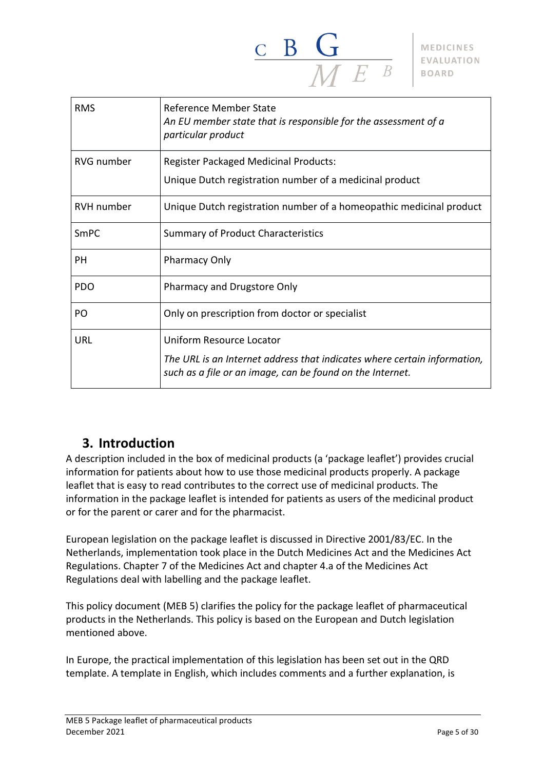| RMS | Reference Member State<br>*An EU member state that is responsible for the assessment of a particular product* |
|---|---|
| RVG number | Register Packaged Medicinal Products:<br>Unique Dutch registration number of a medicinal product |
| RVH number | Unique Dutch registration number of a homeopathic medicinal product |
| SmPC | Summary of Product Characteristics |
| PH | Pharmacy Only |
| PDO | Pharmacy and Drugstore Only |
| PO | Only on prescription from doctor or specialist |
| URL | Uniform Resource Locator<br>*The URL is an Internet address that indicates where certain information, such as a file or an image, can be found on the Internet.* |

## 3. Introduction

A description included in the box of medicinal products (a 'package leaflet') provides crucial information for patients about how to use those medicinal products properly. A package leaflet that is easy to read contributes to the correct use of medicinal products. The information in the package leaflet is intended for patients as users of the medicinal product or for the parent or carer and for the pharmacist.

European legislation on the package leaflet is discussed in Directive 2001/83/EC. In the Netherlands, implementation took place in the Dutch Medicines Act and the Medicines Act Regulations. Chapter 7 of the Medicines Act and chapter 4.a of the Medicines Act Regulations deal with labelling and the package leaflet.

This policy document (MEB 5) clarifies the policy for the package leaflet of pharmaceutical products in the Netherlands. This policy is based on the European and Dutch legislation mentioned above.

In Europe, the practical implementation of this legislation has been set out in the QRD template. A template in English, which includes comments and a further explanation, is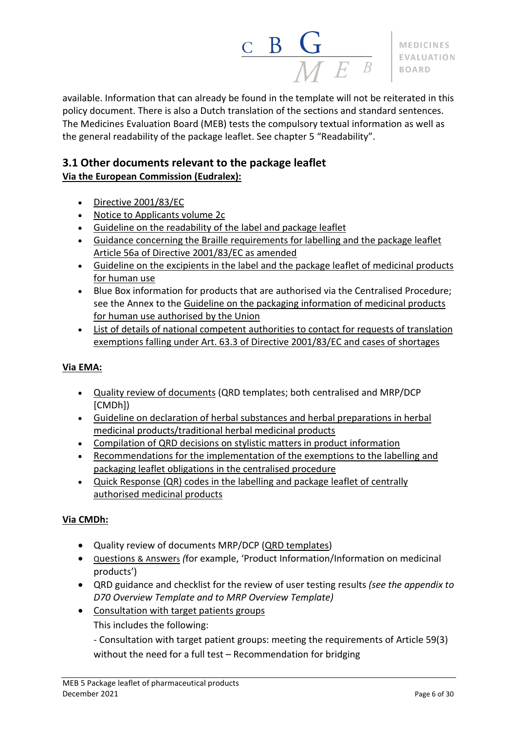available. Information that can already be found in the template will not be reiterated in this policy document. There is also a Dutch translation of the sections and standard sentences. The Medicines Evaluation Board (MEB) tests the compulsory textual information as well as the general readability of the package leaflet. See chapter 5 “Readability”.

## 3.1 Other documents relevant to the package leaflet

**Via the European Commission (Eudralex):**

- Directive 2001/83/EC
- Notice to Applicants volume 2c
- Guideline on the readability of the label and package leaflet
- Guidance concerning the Braille requirements for labelling and the package leaflet Article 56a of Directive 2001/83/EC as amended
- Guideline on the excipients in the label and the package leaflet of medicinal products for human use
- Blue Box information for products that are authorised via the Centralised Procedure; see the Annex to the Guideline on the packaging information of medicinal products for human use authorised by the Union
- List of details of national competent authorities to contact for requests of translation exemptions falling under Art. 63.3 of Directive 2001/83/EC and cases of shortages

**Via EMA:**

- Quality review of documents (QRD templates; both centralised and MRP/DCP [CMDh])
- Guideline on declaration of herbal substances and herbal preparations in herbal medicinal products/traditional herbal medicinal products
- Compilation of QRD decisions on stylistic matters in product information
- Recommendations for the implementation of the exemptions to the labelling and packaging leaflet obligations in the centralised procedure
- Quick Response (QR) codes in the labelling and package leaflet of centrally authorised medicinal products

**Via CMDh:**

- Quality review of documents MRP/DCP (QRD templates)
- Questions & Answers *(*for example, ‘Product Information/Information on medicinal products’)
- QRD guidance and checklist for the review of user testing results *(see the appendix to D70 Overview Template and to MRP Overview Template)*
- Consultation with target patients groups

  This includes the following:

  - Consultation with target patient groups: meeting the requirements of Article 59(3) without the need for a full test – Recommendation for bridging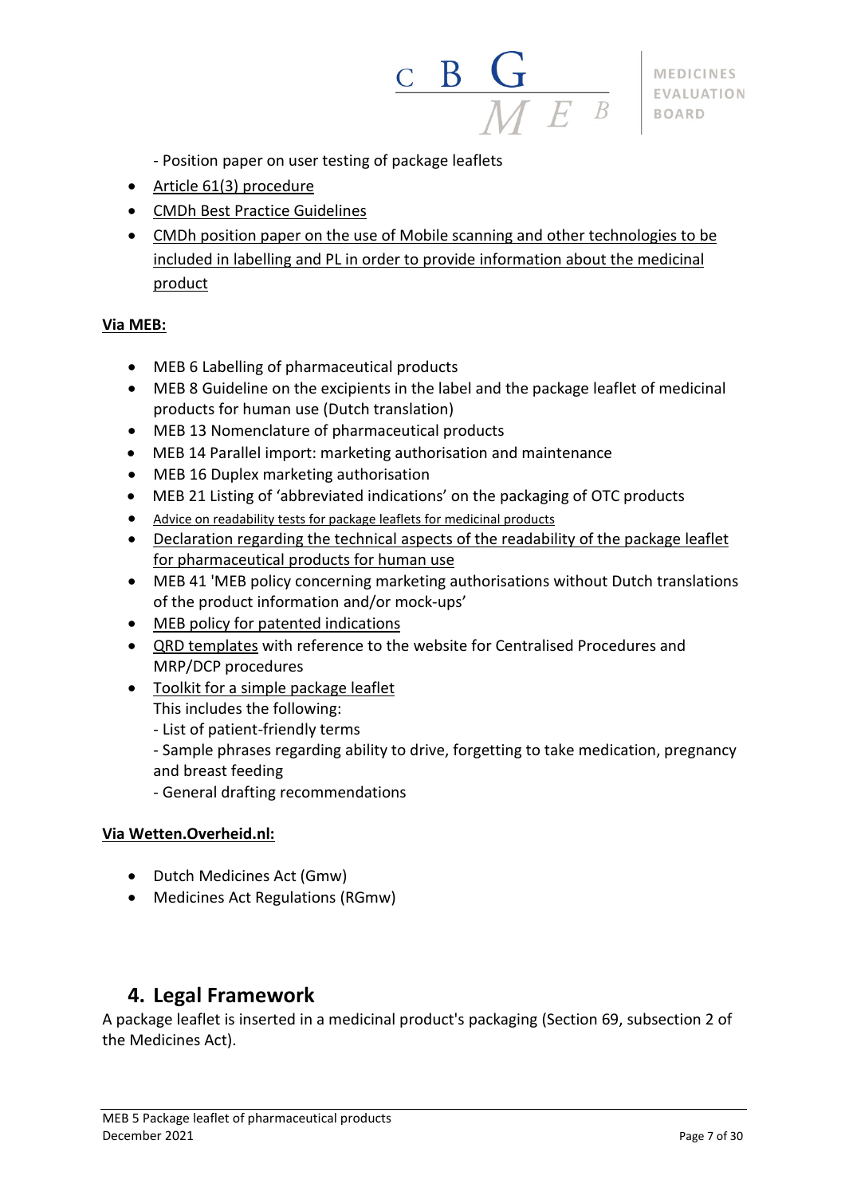- Position paper on user testing of package leaflets

- Article 61(3) procedure
- CMDh Best Practice Guidelines
- CMDh position paper on the use of Mobile scanning and other technologies to be included in labelling and PL in order to provide information about the medicinal product

**Via MEB:**

- MEB 6 Labelling of pharmaceutical products
- MEB 8 Guideline on the excipients in the label and the package leaflet of medicinal products for human use (Dutch translation)
- MEB 13 Nomenclature of pharmaceutical products
- MEB 14 Parallel import: marketing authorisation and maintenance
- MEB 16 Duplex marketing authorisation
- MEB 21 Listing of 'abbreviated indications' on the packaging of OTC products
- Advice on readability tests for package leaflets for medicinal products
- Declaration regarding the technical aspects of the readability of the package leaflet for pharmaceutical products for human use
- MEB 41 'MEB policy concerning marketing authorisations without Dutch translations of the product information and/or mock-ups'
- MEB policy for patented indications
- QRD templates with reference to the website for Centralised Procedures and MRP/DCP procedures
- Toolkit for a simple package leaflet
  This includes the following:
  - List of patient-friendly terms
  - Sample phrases regarding ability to drive, forgetting to take medication, pregnancy and breast feeding
  - General drafting recommendations

**Via Wetten.Overheid.nl:**

- Dutch Medicines Act (Gmw)
- Medicines Act Regulations (RGmw)

## 4. Legal Framework

A package leaflet is inserted in a medicinal product's packaging (Section 69, subsection 2 of the Medicines Act).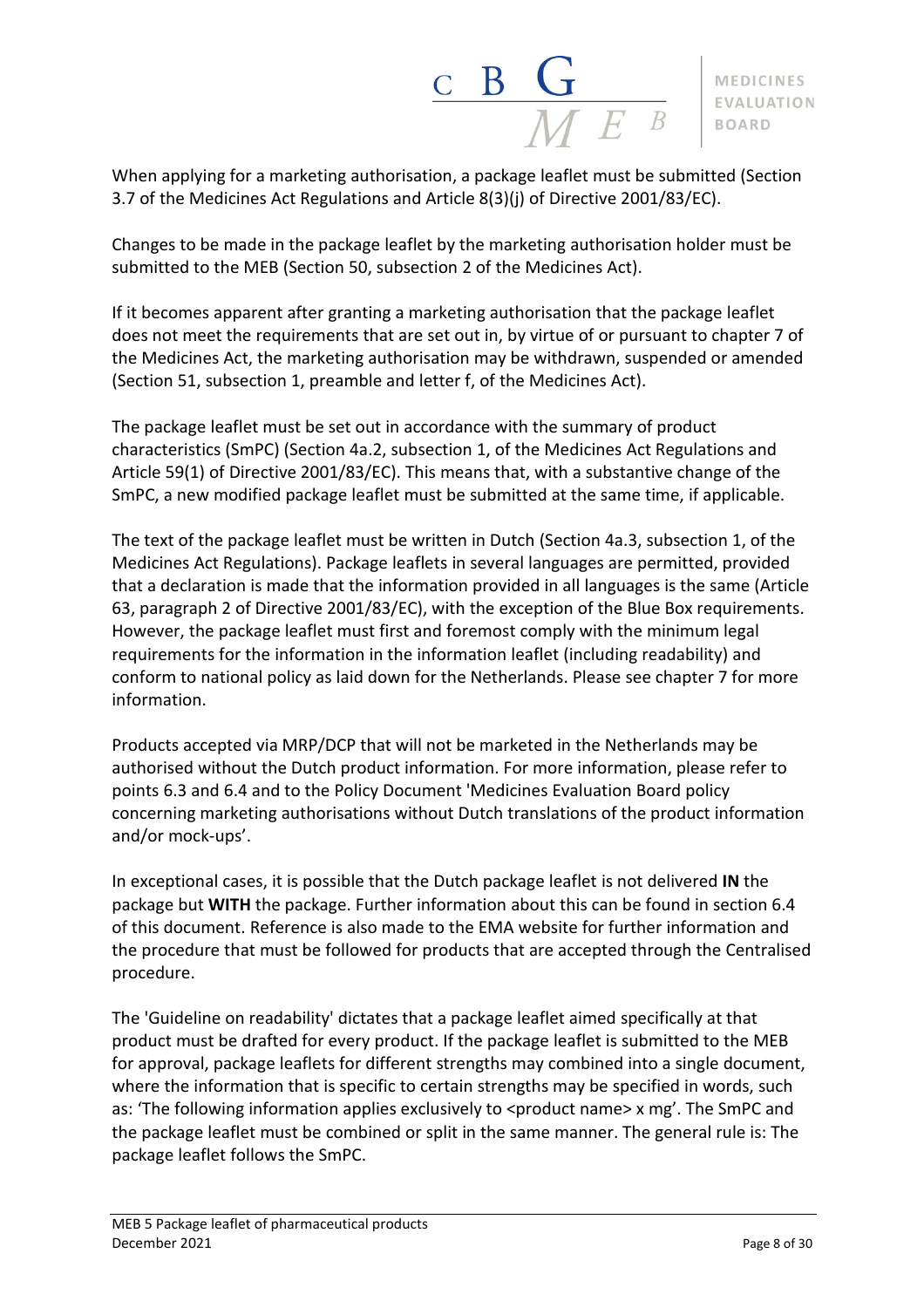When applying for a marketing authorisation, a package leaflet must be submitted (Section 3.7 of the Medicines Act Regulations and Article 8(3)(j) of Directive 2001/83/EC).

Changes to be made in the package leaflet by the marketing authorisation holder must be submitted to the MEB (Section 50, subsection 2 of the Medicines Act).

If it becomes apparent after granting a marketing authorisation that the package leaflet does not meet the requirements that are set out in, by virtue of or pursuant to chapter 7 of the Medicines Act, the marketing authorisation may be withdrawn, suspended or amended (Section 51, subsection 1, preamble and letter f, of the Medicines Act).

The package leaflet must be set out in accordance with the summary of product characteristics (SmPC) (Section 4a.2, subsection 1, of the Medicines Act Regulations and Article 59(1) of Directive 2001/83/EC). This means that, with a substantive change of the SmPC, a new modified package leaflet must be submitted at the same time, if applicable.

The text of the package leaflet must be written in Dutch (Section 4a.3, subsection 1, of the Medicines Act Regulations). Package leaflets in several languages are permitted, provided that a declaration is made that the information provided in all languages is the same (Article 63, paragraph 2 of Directive 2001/83/EC), with the exception of the Blue Box requirements. However, the package leaflet must first and foremost comply with the minimum legal requirements for the information in the information leaflet (including readability) and conform to national policy as laid down for the Netherlands. Please see chapter 7 for more information.

Products accepted via MRP/DCP that will not be marketed in the Netherlands may be authorised without the Dutch product information. For more information, please refer to points 6.3 and 6.4 and to the Policy Document 'Medicines Evaluation Board policy concerning marketing authorisations without Dutch translations of the product information and/or mock-ups'.

In exceptional cases, it is possible that the Dutch package leaflet is not delivered **IN** the package but **WITH** the package. Further information about this can be found in section 6.4 of this document. Reference is also made to the EMA website for further information and the procedure that must be followed for products that are accepted through the Centralised procedure.

The 'Guideline on readability' dictates that a package leaflet aimed specifically at that product must be drafted for every product. If the package leaflet is submitted to the MEB for approval, package leaflets for different strengths may combined into a single document, where the information that is specific to certain strengths may be specified in words, such as: 'The following information applies exclusively to <product name> x mg'. The SmPC and the package leaflet must be combined or split in the same manner. The general rule is: The package leaflet follows the SmPC.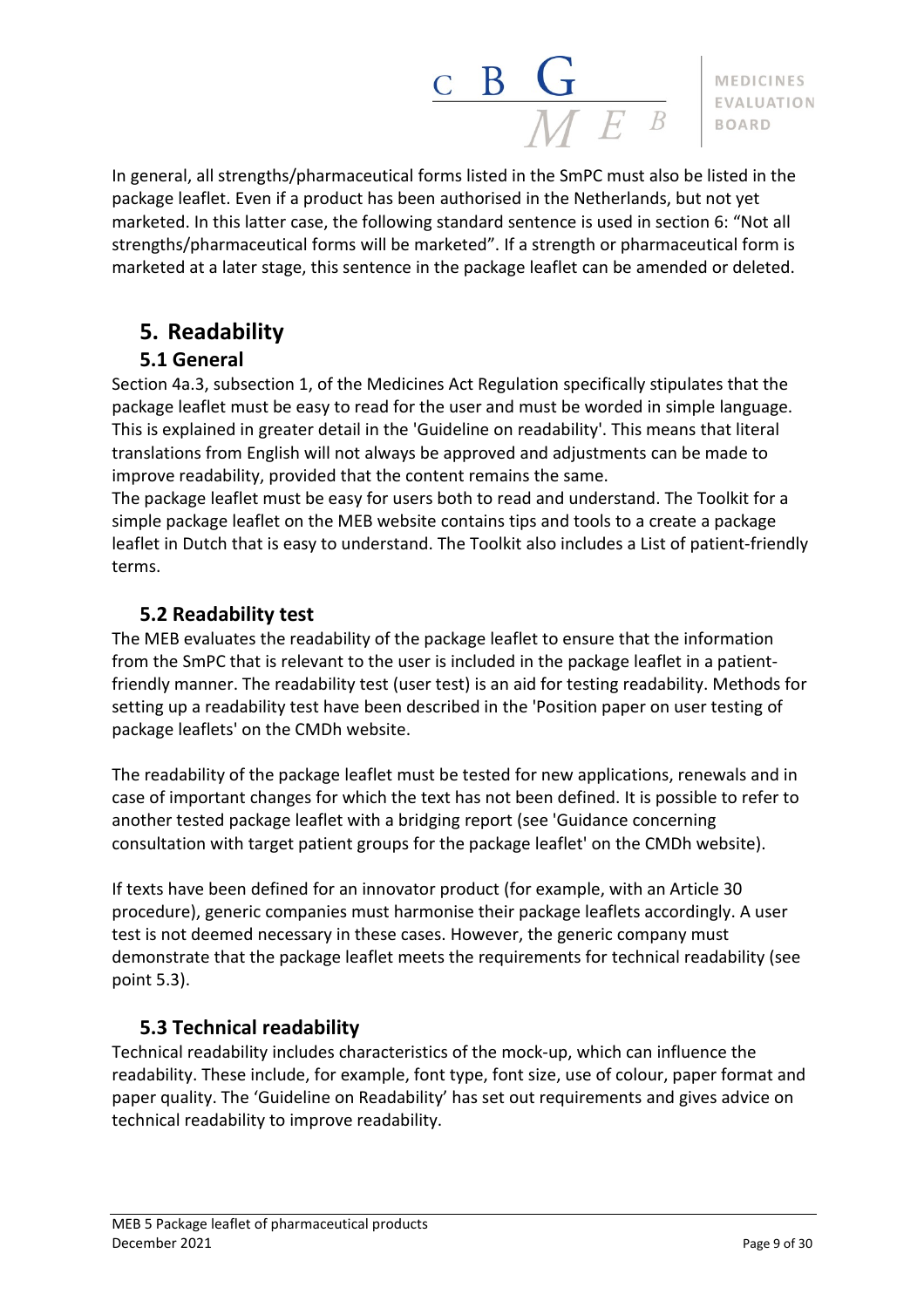In general, all strengths/pharmaceutical forms listed in the SmPC must also be listed in the package leaflet. Even if a product has been authorised in the Netherlands, but not yet marketed. In this latter case, the following standard sentence is used in section 6: "Not all strengths/pharmaceutical forms will be marketed". If a strength or pharmaceutical form is marketed at a later stage, this sentence in the package leaflet can be amended or deleted.

# 5. Readability

## 5.1 General

Section 4a.3, subsection 1, of the Medicines Act Regulation specifically stipulates that the package leaflet must be easy to read for the user and must be worded in simple language. This is explained in greater detail in the 'Guideline on readability'. This means that literal translations from English will not always be approved and adjustments can be made to improve readability, provided that the content remains the same.
The package leaflet must be easy for users both to read and understand. The Toolkit for a simple package leaflet on the MEB website contains tips and tools to a create a package leaflet in Dutch that is easy to understand. The Toolkit also includes a List of patient-friendly terms.

## 5.2 Readability test

The MEB evaluates the readability of the package leaflet to ensure that the information from the SmPC that is relevant to the user is included in the package leaflet in a patient-friendly manner. The readability test (user test) is an aid for testing readability. Methods for setting up a readability test have been described in the 'Position paper on user testing of package leaflets' on the CMDh website.

The readability of the package leaflet must be tested for new applications, renewals and in case of important changes for which the text has not been defined. It is possible to refer to another tested package leaflet with a bridging report (see 'Guidance concerning consultation with target patient groups for the package leaflet' on the CMDh website).

If texts have been defined for an innovator product (for example, with an Article 30 procedure), generic companies must harmonise their package leaflets accordingly. A user test is not deemed necessary in these cases. However, the generic company must demonstrate that the package leaflet meets the requirements for technical readability (see point 5.3).

## 5.3 Technical readability

Technical readability includes characteristics of the mock-up, which can influence the readability. These include, for example, font type, font size, use of colour, paper format and paper quality. The 'Guideline on Readability' has set out requirements and gives advice on technical readability to improve readability.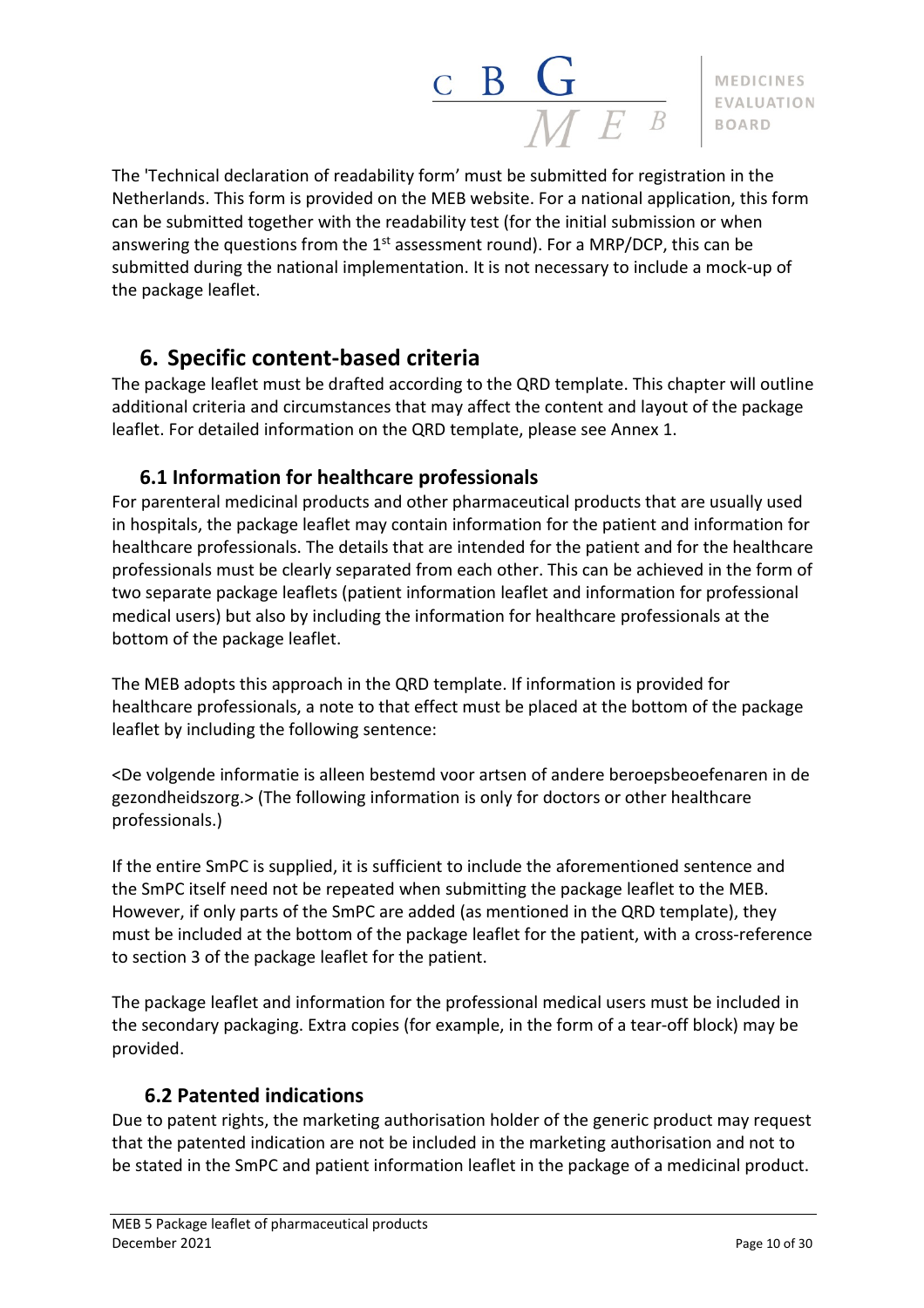The 'Technical declaration of readability form' must be submitted for registration in the Netherlands. This form is provided on the MEB website. For a national application, this form can be submitted together with the readability test (for the initial submission or when answering the questions from the 1st assessment round). For a MRP/DCP, this can be submitted during the national implementation. It is not necessary to include a mock-up of the package leaflet.

# 6. Specific content-based criteria

The package leaflet must be drafted according to the QRD template. This chapter will outline additional criteria and circumstances that may affect the content and layout of the package leaflet. For detailed information on the QRD template, please see Annex 1.

## 6.1 Information for healthcare professionals

For parenteral medicinal products and other pharmaceutical products that are usually used in hospitals, the package leaflet may contain information for the patient and information for healthcare professionals. The details that are intended for the patient and for the healthcare professionals must be clearly separated from each other. This can be achieved in the form of two separate package leaflets (patient information leaflet and information for professional medical users) but also by including the information for healthcare professionals at the bottom of the package leaflet.

The MEB adopts this approach in the QRD template. If information is provided for healthcare professionals, a note to that effect must be placed at the bottom of the package leaflet by including the following sentence:

<De volgende informatie is alleen bestemd voor artsen of andere beroepsbeoefenaren in de gezondheidszorg.> (The following information is only for doctors or other healthcare professionals.)

If the entire SmPC is supplied, it is sufficient to include the aforementioned sentence and the SmPC itself need not be repeated when submitting the package leaflet to the MEB. However, if only parts of the SmPC are added (as mentioned in the QRD template), they must be included at the bottom of the package leaflet for the patient, with a cross-reference to section 3 of the package leaflet for the patient.

The package leaflet and information for the professional medical users must be included in the secondary packaging. Extra copies (for example, in the form of a tear-off block) may be provided.

## 6.2 Patented indications

Due to patent rights, the marketing authorisation holder of the generic product may request that the patented indication are not be included in the marketing authorisation and not to be stated in the SmPC and patient information leaflet in the package of a medicinal product.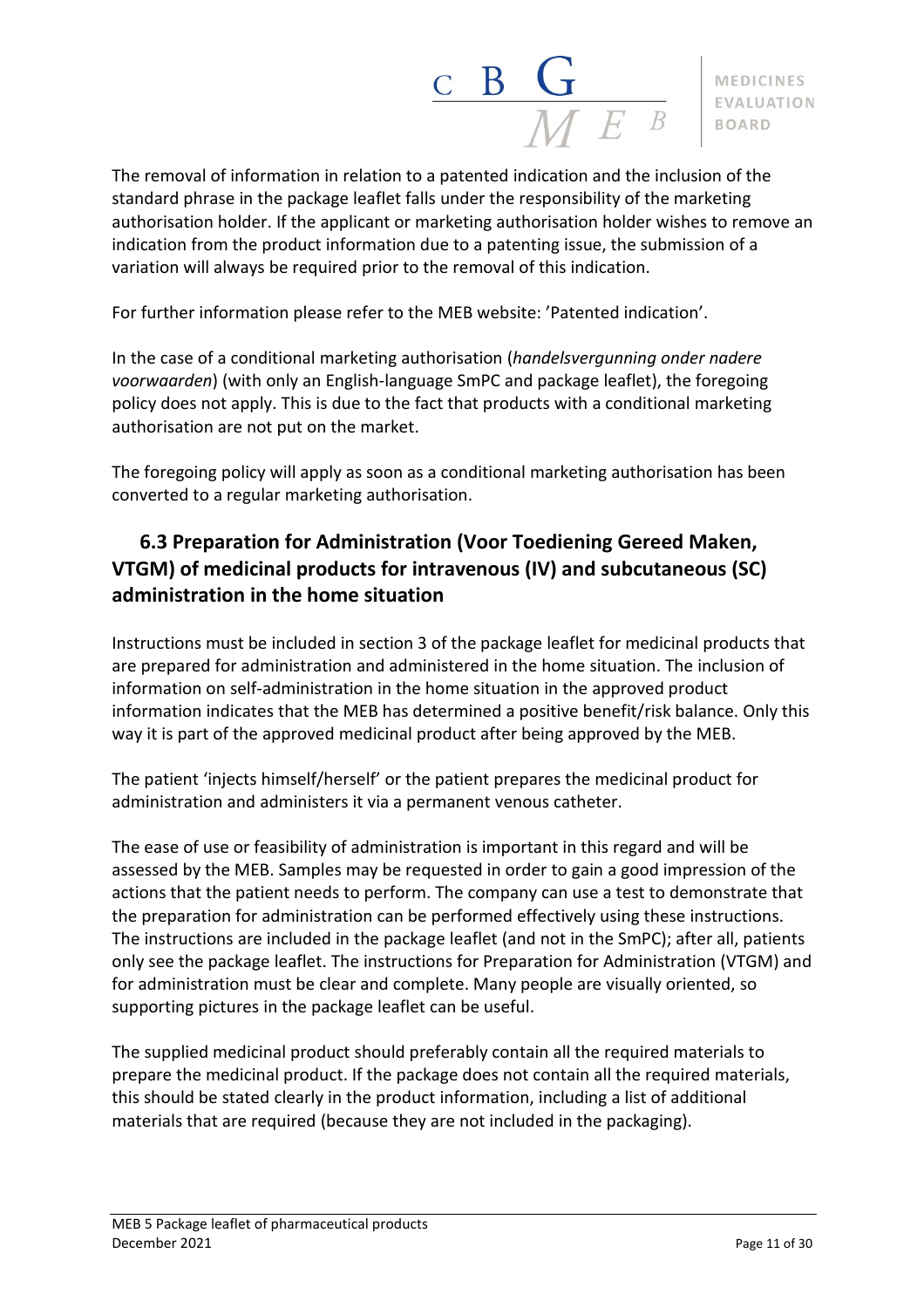The removal of information in relation to a patented indication and the inclusion of the standard phrase in the package leaflet falls under the responsibility of the marketing authorisation holder. If the applicant or marketing authorisation holder wishes to remove an indication from the product information due to a patenting issue, the submission of a variation will always be required prior to the removal of this indication.

For further information please refer to the MEB website: 'Patented indication'.

In the case of a conditional marketing authorisation (*handelsvergunning onder nadere voorwaarden*) (with only an English-language SmPC and package leaflet), the foregoing policy does not apply. This is due to the fact that products with a conditional marketing authorisation are not put on the market.

The foregoing policy will apply as soon as a conditional marketing authorisation has been converted to a regular marketing authorisation.

## 6.3 Preparation for Administration (Voor Toediening Gereed Maken, VTGM) of medicinal products for intravenous (IV) and subcutaneous (SC) administration in the home situation

Instructions must be included in section 3 of the package leaflet for medicinal products that are prepared for administration and administered in the home situation. The inclusion of information on self-administration in the home situation in the approved product information indicates that the MEB has determined a positive benefit/risk balance. Only this way it is part of the approved medicinal product after being approved by the MEB.

The patient 'injects himself/herself' or the patient prepares the medicinal product for administration and administers it via a permanent venous catheter.

The ease of use or feasibility of administration is important in this regard and will be assessed by the MEB. Samples may be requested in order to gain a good impression of the actions that the patient needs to perform. The company can use a test to demonstrate that the preparation for administration can be performed effectively using these instructions. The instructions are included in the package leaflet (and not in the SmPC); after all, patients only see the package leaflet. The instructions for Preparation for Administration (VTGM) and for administration must be clear and complete. Many people are visually oriented, so supporting pictures in the package leaflet can be useful.

The supplied medicinal product should preferably contain all the required materials to prepare the medicinal product. If the package does not contain all the required materials, this should be stated clearly in the product information, including a list of additional materials that are required (because they are not included in the packaging).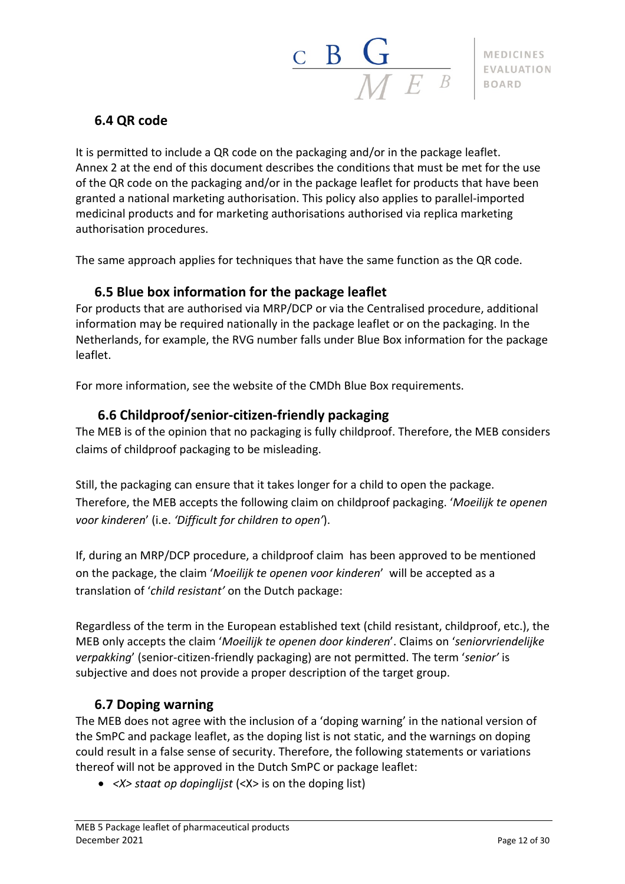## 6.4 QR code

It is permitted to include a QR code on the packaging and/or in the package leaflet. Annex 2 at the end of this document describes the conditions that must be met for the use of the QR code on the packaging and/or in the package leaflet for products that have been granted a national marketing authorisation. This policy also applies to parallel-imported medicinal products and for marketing authorisations authorised via replica marketing authorisation procedures.

The same approach applies for techniques that have the same function as the QR code.

## 6.5 Blue box information for the package leaflet

For products that are authorised via MRP/DCP or via the Centralised procedure, additional information may be required nationally in the package leaflet or on the packaging. In the Netherlands, for example, the RVG number falls under Blue Box information for the package leaflet.

For more information, see the website of the CMDh Blue Box requirements.

## 6.6 Childproof/senior-citizen-friendly packaging

The MEB is of the opinion that no packaging is fully childproof. Therefore, the MEB considers claims of childproof packaging to be misleading.

Still, the packaging can ensure that it takes longer for a child to open the package. Therefore, the MEB accepts the following claim on childproof packaging. '*Moeilijk te openen voor kinderen*' (i.e. *'Difficult for children to open'*).

If, during an MRP/DCP procedure, a childproof claim has been approved to be mentioned on the package, the claim '*Moeilijk te openen voor kinderen*' will be accepted as a translation of '*child resistant'* on the Dutch package:

Regardless of the term in the European established text (child resistant, childproof, etc.), the MEB only accepts the claim '*Moeilijk te openen door kinderen*'. Claims on '*seniorvriendelijke verpakking*' (senior-citizen-friendly packaging) are not permitted. The term '*senior'* is subjective and does not provide a proper description of the target group.

## 6.7 Doping warning

The MEB does not agree with the inclusion of a 'doping warning' in the national version of the SmPC and package leaflet, as the doping list is not static, and the warnings on doping could result in a false sense of security. Therefore, the following statements or variations thereof will not be approved in the Dutch SmPC or package leaflet:

- *<X> staat op dopinglijst* (<X> is on the doping list)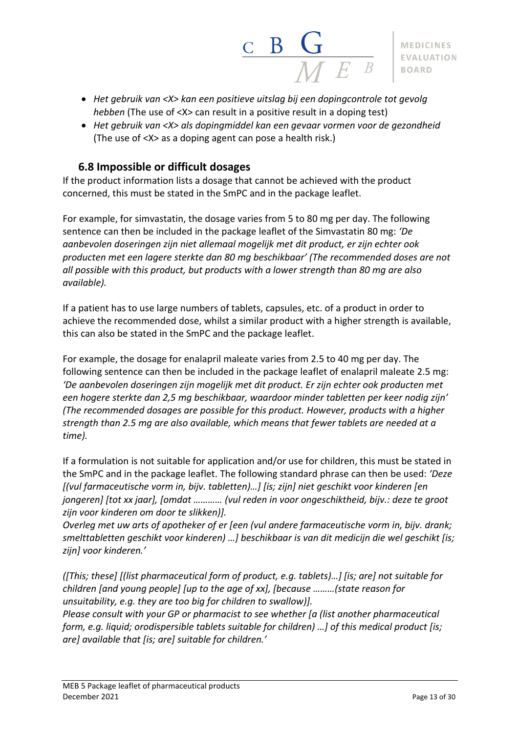- *Het gebruik van <X> kan een positieve uitslag bij een dopingcontrole tot gevolg hebben* (The use of <X> can result in a positive result in a doping test)
- *Het gebruik van <X> als dopingmiddel kan een gevaar vormen voor de gezondheid* (The use of <X> as a doping agent can pose a health risk.)

## 6.8 Impossible or difficult dosages

If the product information lists a dosage that cannot be achieved with the product concerned, this must be stated in the SmPC and in the package leaflet.

For example, for simvastatin, the dosage varies from 5 to 80 mg per day. The following sentence can then be included in the package leaflet of the Simvastatin 80 mg: *'De aanbevolen doseringen zijn niet allemaal mogelijk met dit product, er zijn echter ook producten met een lagere sterkte dan 80 mg beschikbaar' (The recommended doses are not all possible with this product, but products with a lower strength than 80 mg are also available).*

If a patient has to use large numbers of tablets, capsules, etc. of a product in order to achieve the recommended dose, whilst a similar product with a higher strength is available, this can also be stated in the SmPC and the package leaflet.

For example, the dosage for enalapril maleate varies from 2.5 to 40 mg per day. The following sentence can then be included in the package leaflet of enalapril maleate 2.5 mg: *'De aanbevolen doseringen zijn mogelijk met dit product. Er zijn echter ook producten met een hogere sterkte dan 2,5 mg beschikbaar, waardoor minder tabletten per keer nodig zijn' (The recommended dosages are possible for this product. However, products with a higher strength than 2.5 mg are also available, which means that fewer tablets are needed at a time).*

If a formulation is not suitable for application and/or use for children, this must be stated in the SmPC and in the package leaflet. The following standard phrase can then be used: *'Deze [(vul farmaceutische vorm in, bijv. tabletten)…] [is; zijn] niet geschikt voor kinderen [en jongeren] [tot xx jaar], [omdat ………… (vul reden in voor ongeschiktheid, bijv.: deze te groot zijn voor kinderen om door te slikken)].*
*Overleg met uw arts of apotheker of er [een (vul andere farmaceutische vorm in, bijv. drank; smelttabletten geschikt voor kinderen) …] beschikbaar is van dit medicijn die wel geschikt [is; zijn] voor kinderen.'*

*([This; these] [(list pharmaceutical form of product, e.g. tablets)…] [is; are] not suitable for children [and young people] [up to the age of xx], [because ………(state reason for unsuitability, e.g. they are too big for children to swallow)].*
*Please consult with your GP or pharmacist to see whether [a (list another pharmaceutical form, e.g. liquid; orodispersible tablets suitable for children) …] of this medical product [is; are] available that [is; are] suitable for children.'*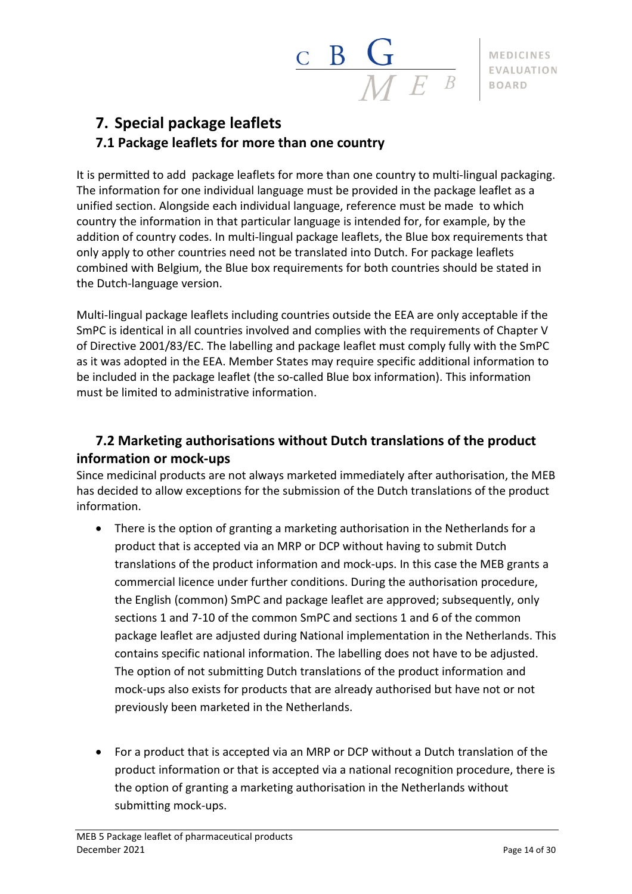# 7. Special package leaflets

## 7.1 Package leaflets for more than one country

It is permitted to add package leaflets for more than one country to multi-lingual packaging. The information for one individual language must be provided in the package leaflet as a unified section. Alongside each individual language, reference must be made to which country the information in that particular language is intended for, for example, by the addition of country codes. In multi-lingual package leaflets, the Blue box requirements that only apply to other countries need not be translated into Dutch. For package leaflets combined with Belgium, the Blue box requirements for both countries should be stated in the Dutch-language version.

Multi-lingual package leaflets including countries outside the EEA are only acceptable if the SmPC is identical in all countries involved and complies with the requirements of Chapter V of Directive 2001/83/EC. The labelling and package leaflet must comply fully with the SmPC as it was adopted in the EEA. Member States may require specific additional information to be included in the package leaflet (the so-called Blue box information). This information must be limited to administrative information.

## 7.2 Marketing authorisations without Dutch translations of the product information or mock-ups

Since medicinal products are not always marketed immediately after authorisation, the MEB has decided to allow exceptions for the submission of the Dutch translations of the product information.

- There is the option of granting a marketing authorisation in the Netherlands for a product that is accepted via an MRP or DCP without having to submit Dutch translations of the product information and mock-ups. In this case the MEB grants a commercial licence under further conditions. During the authorisation procedure, the English (common) SmPC and package leaflet are approved; subsequently, only sections 1 and 7-10 of the common SmPC and sections 1 and 6 of the common package leaflet are adjusted during National implementation in the Netherlands. This contains specific national information. The labelling does not have to be adjusted. The option of not submitting Dutch translations of the product information and mock-ups also exists for products that are already authorised but have not or not previously been marketed in the Netherlands.

- For a product that is accepted via an MRP or DCP without a Dutch translation of the product information or that is accepted via a national recognition procedure, there is the option of granting a marketing authorisation in the Netherlands without submitting mock-ups.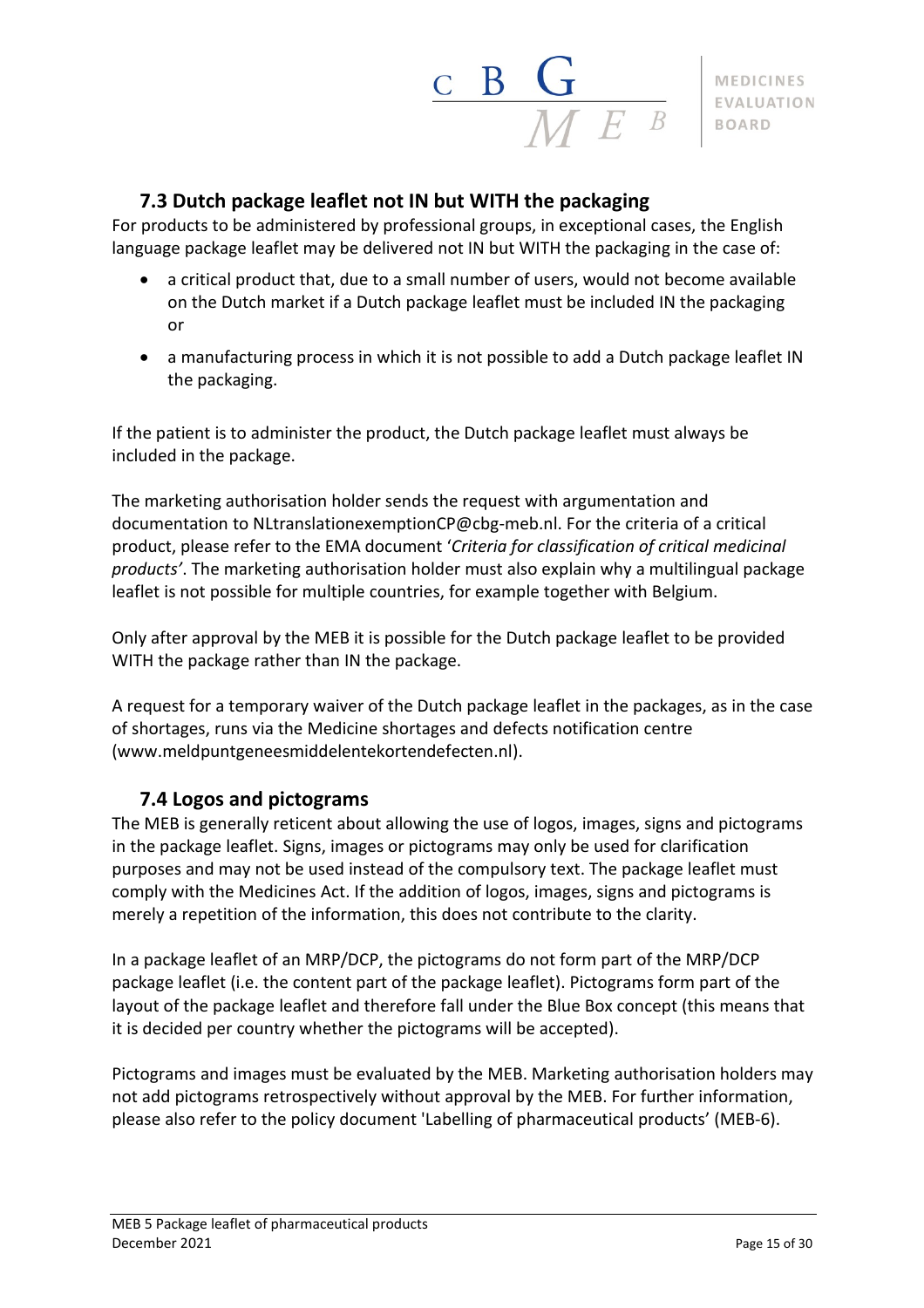## 7.3 Dutch package leaflet not IN but WITH the packaging

For products to be administered by professional groups, in exceptional cases, the English language package leaflet may be delivered not IN but WITH the packaging in the case of:

- a critical product that, due to a small number of users, would not become available on the Dutch market if a Dutch package leaflet must be included IN the packaging or
- a manufacturing process in which it is not possible to add a Dutch package leaflet IN the packaging.

If the patient is to administer the product, the Dutch package leaflet must always be included in the package.

The marketing authorisation holder sends the request with argumentation and documentation to NLtranslationexemptionCP@cbg-meb.nl. For the criteria of a critical product, please refer to the EMA document '*Criteria for classification of critical medicinal products'*. The marketing authorisation holder must also explain why a multilingual package leaflet is not possible for multiple countries, for example together with Belgium.

Only after approval by the MEB it is possible for the Dutch package leaflet to be provided WITH the package rather than IN the package.

A request for a temporary waiver of the Dutch package leaflet in the packages, as in the case of shortages, runs via the Medicine shortages and defects notification centre (www.meldpuntgeneesmiddelentekortendefecten.nl).

## 7.4 Logos and pictograms

The MEB is generally reticent about allowing the use of logos, images, signs and pictograms in the package leaflet. Signs, images or pictograms may only be used for clarification purposes and may not be used instead of the compulsory text. The package leaflet must comply with the Medicines Act. If the addition of logos, images, signs and pictograms is merely a repetition of the information, this does not contribute to the clarity.

In a package leaflet of an MRP/DCP, the pictograms do not form part of the MRP/DCP package leaflet (i.e. the content part of the package leaflet). Pictograms form part of the layout of the package leaflet and therefore fall under the Blue Box concept (this means that it is decided per country whether the pictograms will be accepted).

Pictograms and images must be evaluated by the MEB. Marketing authorisation holders may not add pictograms retrospectively without approval by the MEB. For further information, please also refer to the policy document 'Labelling of pharmaceutical products' (MEB-6).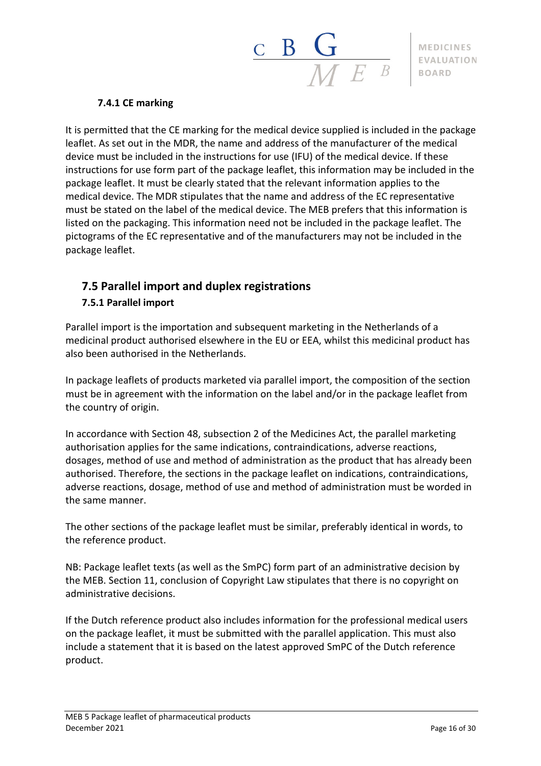### 7.4.1 CE marking

It is permitted that the CE marking for the medical device supplied is included in the package leaflet. As set out in the MDR, the name and address of the manufacturer of the medical device must be included in the instructions for use (IFU) of the medical device. If these instructions for use form part of the package leaflet, this information may be included in the package leaflet. It must be clearly stated that the relevant information applies to the medical device. The MDR stipulates that the name and address of the EC representative must be stated on the label of the medical device. The MEB prefers that this information is listed on the packaging. This information need not be included in the package leaflet. The pictograms of the EC representative and of the manufacturers may not be included in the package leaflet.

## 7.5 Parallel import and duplex registrations

### 7.5.1 Parallel import

Parallel import is the importation and subsequent marketing in the Netherlands of a medicinal product authorised elsewhere in the EU or EEA, whilst this medicinal product has also been authorised in the Netherlands.

In package leaflets of products marketed via parallel import, the composition of the section must be in agreement with the information on the label and/or in the package leaflet from the country of origin.

In accordance with Section 48, subsection 2 of the Medicines Act, the parallel marketing authorisation applies for the same indications, contraindications, adverse reactions, dosages, method of use and method of administration as the product that has already been authorised. Therefore, the sections in the package leaflet on indications, contraindications, adverse reactions, dosage, method of use and method of administration must be worded in the same manner.

The other sections of the package leaflet must be similar, preferably identical in words, to the reference product.

NB: Package leaflet texts (as well as the SmPC) form part of an administrative decision by the MEB. Section 11, conclusion of Copyright Law stipulates that there is no copyright on administrative decisions.

If the Dutch reference product also includes information for the professional medical users on the package leaflet, it must be submitted with the parallel application. This must also include a statement that it is based on the latest approved SmPC of the Dutch reference product.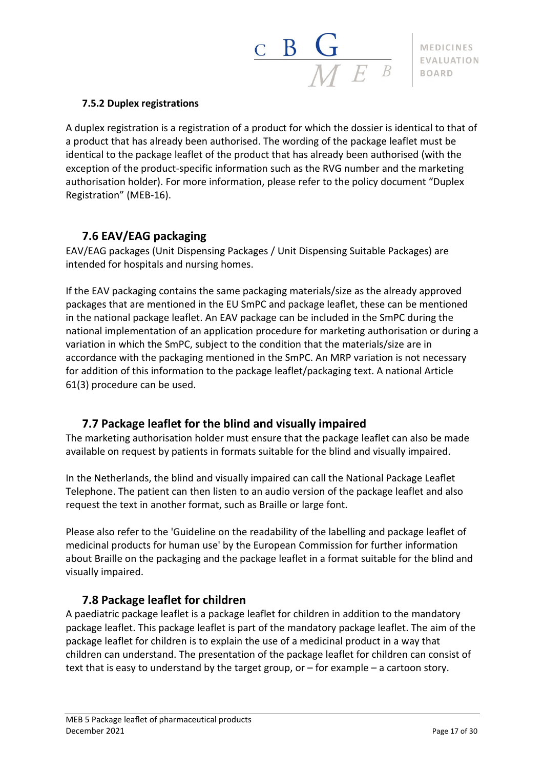#### 7.5.2 Duplex registrations

A duplex registration is a registration of a product for which the dossier is identical to that of a product that has already been authorised. The wording of the package leaflet must be identical to the package leaflet of the product that has already been authorised (with the exception of the product-specific information such as the RVG number and the marketing authorisation holder). For more information, please refer to the policy document “Duplex Registration” (MEB-16).

### 7.6 EAV/EAG packaging

EAV/EAG packages (Unit Dispensing Packages / Unit Dispensing Suitable Packages) are intended for hospitals and nursing homes.

If the EAV packaging contains the same packaging materials/size as the already approved packages that are mentioned in the EU SmPC and package leaflet, these can be mentioned in the national package leaflet. An EAV package can be included in the SmPC during the national implementation of an application procedure for marketing authorisation or during a variation in which the SmPC, subject to the condition that the materials/size are in accordance with the packaging mentioned in the SmPC. An MRP variation is not necessary for addition of this information to the package leaflet/packaging text. A national Article 61(3) procedure can be used.

### 7.7 Package leaflet for the blind and visually impaired

The marketing authorisation holder must ensure that the package leaflet can also be made available on request by patients in formats suitable for the blind and visually impaired.

In the Netherlands, the blind and visually impaired can call the National Package Leaflet Telephone. The patient can then listen to an audio version of the package leaflet and also request the text in another format, such as Braille or large font.

Please also refer to the 'Guideline on the readability of the labelling and package leaflet of medicinal products for human use' by the European Commission for further information about Braille on the packaging and the package leaflet in a format suitable for the blind and visually impaired.

### 7.8 Package leaflet for children

A paediatric package leaflet is a package leaflet for children in addition to the mandatory package leaflet. This package leaflet is part of the mandatory package leaflet. The aim of the package leaflet for children is to explain the use of a medicinal product in a way that children can understand. The presentation of the package leaflet for children can consist of text that is easy to understand by the target group, or – for example – a cartoon story.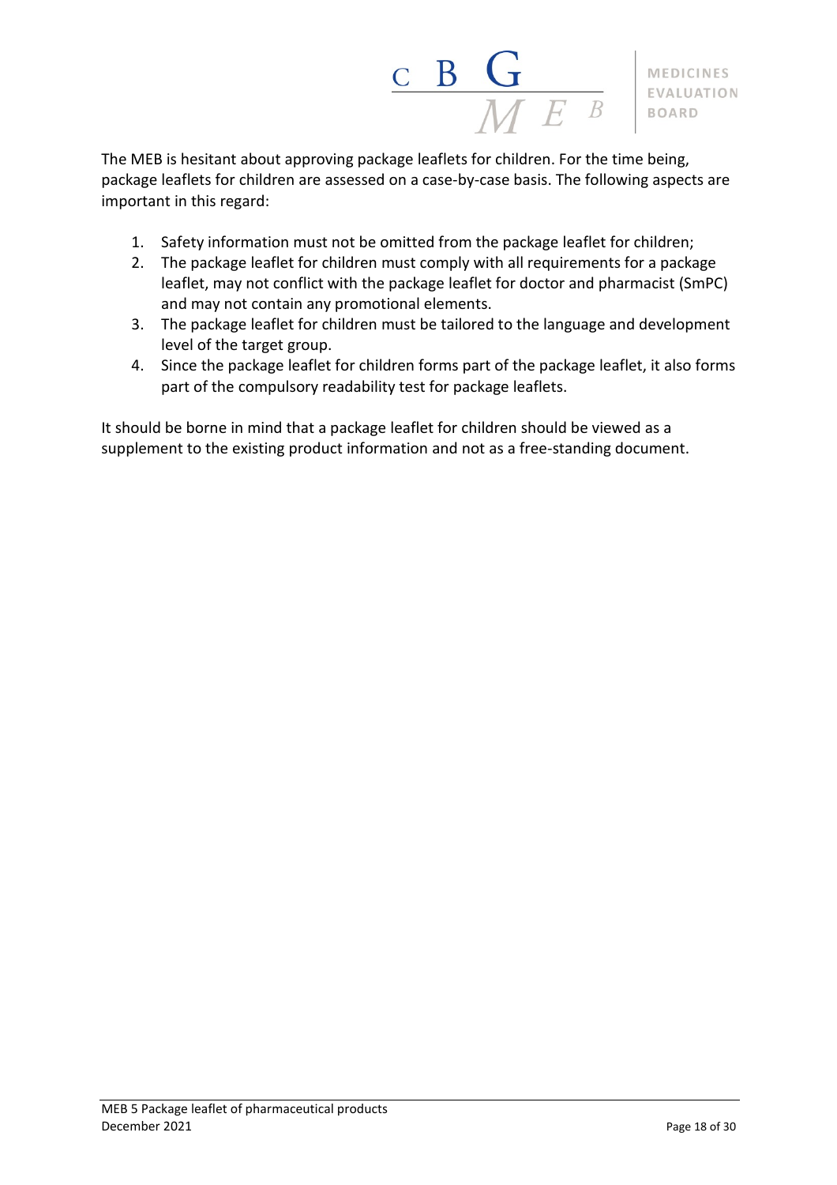The MEB is hesitant about approving package leaflets for children. For the time being, package leaflets for children are assessed on a case-by-case basis. The following aspects are important in this regard:

1. Safety information must not be omitted from the package leaflet for children;
2. The package leaflet for children must comply with all requirements for a package leaflet, may not conflict with the package leaflet for doctor and pharmacist (SmPC) and may not contain any promotional elements.
3. The package leaflet for children must be tailored to the language and development level of the target group.
4. Since the package leaflet for children forms part of the package leaflet, it also forms part of the compulsory readability test for package leaflets.

It should be borne in mind that a package leaflet for children should be viewed as a supplement to the existing product information and not as a free-standing document.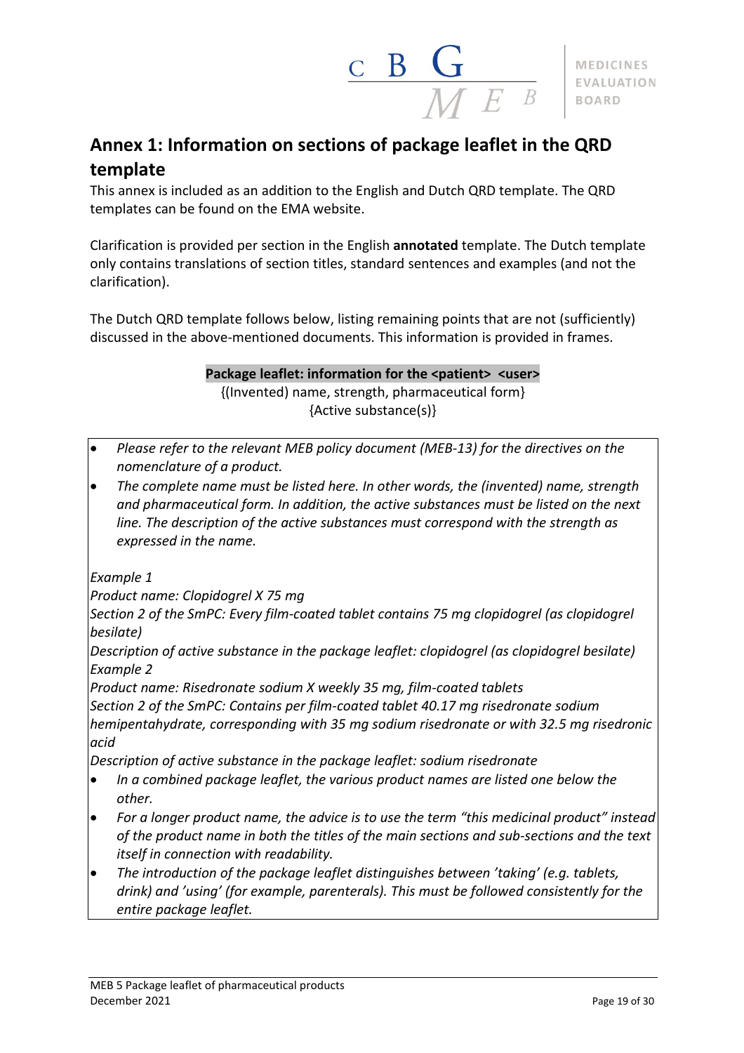# Annex 1: Information on sections of package leaflet in the QRD template

This annex is included as an addition to the English and Dutch QRD template. The QRD templates can be found on the EMA website.

Clarification is provided per section in the English **annotated** template. The Dutch template only contains translations of section titles, standard sentences and examples (and not the clarification).

The Dutch QRD template follows below, listing remaining points that are not (sufficiently) discussed in the above-mentioned documents. This information is provided in frames.

**Package leaflet: information for the <patient> <user>**

{(Invented) name, strength, pharmaceutical form}
{Active substance(s)}

- *Please refer to the relevant MEB policy document (MEB-13) for the directives on the nomenclature of a product.*
- *The complete name must be listed here. In other words, the (invented) name, strength and pharmaceutical form. In addition, the active substances must be listed on the next line. The description of the active substances must correspond with the strength as expressed in the name.*

*Example 1*
*Product name: Clopidogrel X 75 mg*
*Section 2 of the SmPC: Every film-coated tablet contains 75 mg clopidogrel (as clopidogrel besilate)*
*Description of active substance in the package leaflet: clopidogrel (as clopidogrel besilate)*
*Example 2*
*Product name: Risedronate sodium X weekly 35 mg, film-coated tablets*
*Section 2 of the SmPC: Contains per film-coated tablet 40.17 mg risedronate sodium hemipentahydrate, corresponding with 35 mg sodium risedronate or with 32.5 mg risedronic acid*
*Description of active substance in the package leaflet: sodium risedronate*

- *In a combined package leaflet, the various product names are listed one below the other.*
- *For a longer product name, the advice is to use the term "this medicinal product" instead of the product name in both the titles of the main sections and sub-sections and the text itself in connection with readability.*
- *The introduction of the package leaflet distinguishes between 'taking' (e.g. tablets, drink) and 'using' (for example, parenterals). This must be followed consistently for the entire package leaflet.*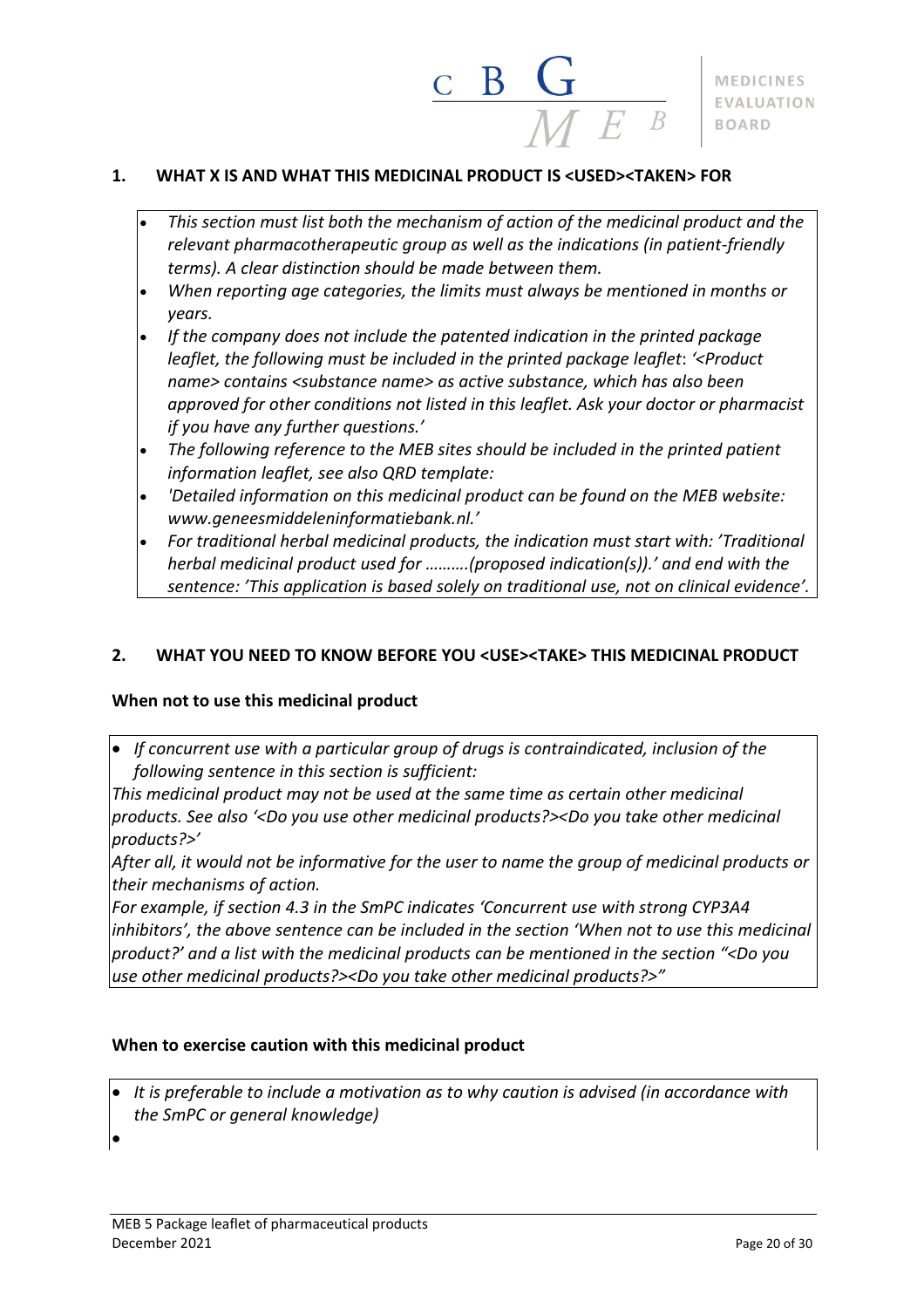## 1. WHAT X IS AND WHAT THIS MEDICINAL PRODUCT IS <USED><TAKEN> FOR

- *This section must list both the mechanism of action of the medicinal product and the relevant pharmacotherapeutic group as well as the indications (in patient-friendly terms). A clear distinction should be made between them.*
- *When reporting age categories, the limits must always be mentioned in months or years.*
- *If the company does not include the patented indication in the printed package leaflet, the following must be included in the printed package leaflet: '<Product name> contains <substance name> as active substance, which has also been approved for other conditions not listed in this leaflet. Ask your doctor or pharmacist if you have any further questions.'*
- *The following reference to the MEB sites should be included in the printed patient information leaflet, see also QRD template:*
- *'Detailed information on this medicinal product can be found on the MEB website: www.geneesmiddeleninformatiebank.nl.'*
- *For traditional herbal medicinal products, the indication must start with: 'Traditional herbal medicinal product used for ……….(proposed indication(s)).' and end with the sentence: 'This application is based solely on traditional use, not on clinical evidence'.*

## 2. WHAT YOU NEED TO KNOW BEFORE YOU <USE><TAKE> THIS MEDICINAL PRODUCT

### When not to use this medicinal product

- *If concurrent use with a particular group of drugs is contraindicated, inclusion of the following sentence in this section is sufficient:*

*This medicinal product may not be used at the same time as certain other medicinal products. See also '<Do you use other medicinal products?><Do you take other medicinal products?>'*

*After all, it would not be informative for the user to name the group of medicinal products or their mechanisms of action.*

*For example, if section 4.3 in the SmPC indicates 'Concurrent use with strong CYP3A4 inhibitors', the above sentence can be included in the section 'When not to use this medicinal product?' and a list with the medicinal products can be mentioned in the section "<Do you use other medicinal products?><Do you take other medicinal products?>"*

### When to exercise caution with this medicinal product

- *It is preferable to include a motivation as to why caution is advised (in accordance with the SmPC or general knowledge)*
-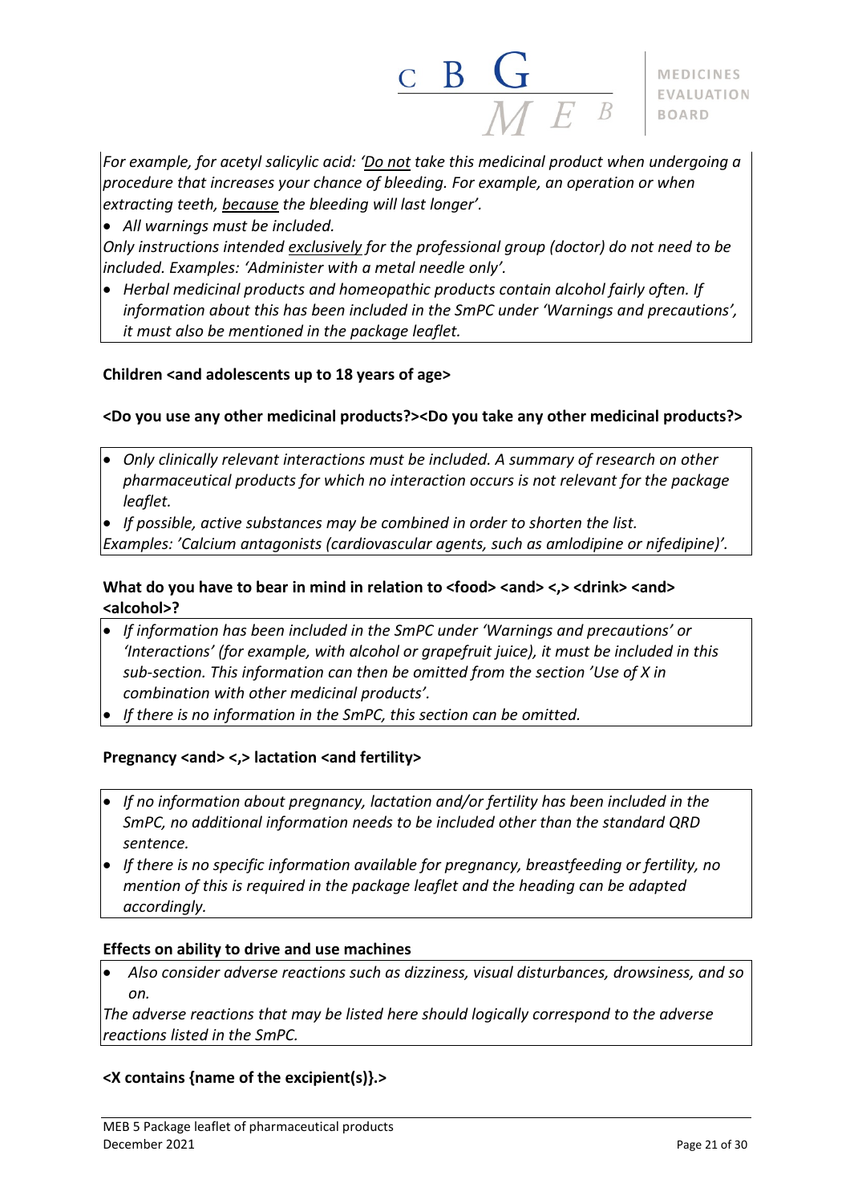*For example, for acetyl salicylic acid: '<u>Do not</u> take this medicinal product when undergoing a procedure that increases your chance of bleeding. For example, an operation or when extracting teeth, <u>because</u> the bleeding will last longer'.*

- *All warnings must be included.*

*Only instructions intended <u>exclusively</u> for the professional group (doctor) do not need to be included. Examples: 'Administer with a metal needle only'.*

- *Herbal medicinal products and homeopathic products contain alcohol fairly often. If information about this has been included in the SmPC under 'Warnings and precautions', it must also be mentioned in the package leaflet.*

**Children <and adolescents up to 18 years of age>**

**<Do you use any other medicinal products?><Do you take any other medicinal products?>**

- *Only clinically relevant interactions must be included. A summary of research on other pharmaceutical products for which no interaction occurs is not relevant for the package leaflet.*
- *If possible, active substances may be combined in order to shorten the list.*

*Examples: 'Calcium antagonists (cardiovascular agents, such as amlodipine or nifedipine)'.*

**What do you have to bear in mind in relation to <food> <and> <,> <drink> <and> <alcohol>?**

- *If information has been included in the SmPC under 'Warnings and precautions' or 'Interactions' (for example, with alcohol or grapefruit juice), it must be included in this sub-section. This information can then be omitted from the section 'Use of X in combination with other medicinal products'.*
- *If there is no information in the SmPC, this section can be omitted.*

**Pregnancy <and> <,> lactation <and fertility>**

- *If no information about pregnancy, lactation and/or fertility has been included in the SmPC, no additional information needs to be included other than the standard QRD sentence.*
- *If there is no specific information available for pregnancy, breastfeeding or fertility, no mention of this is required in the package leaflet and the heading can be adapted accordingly.*

**Effects on ability to drive and use machines**

- *Also consider adverse reactions such as dizziness, visual disturbances, drowsiness, and so on.*

*The adverse reactions that may be listed here should logically correspond to the adverse reactions listed in the SmPC.*

**<X contains {name of the excipient(s)}.>**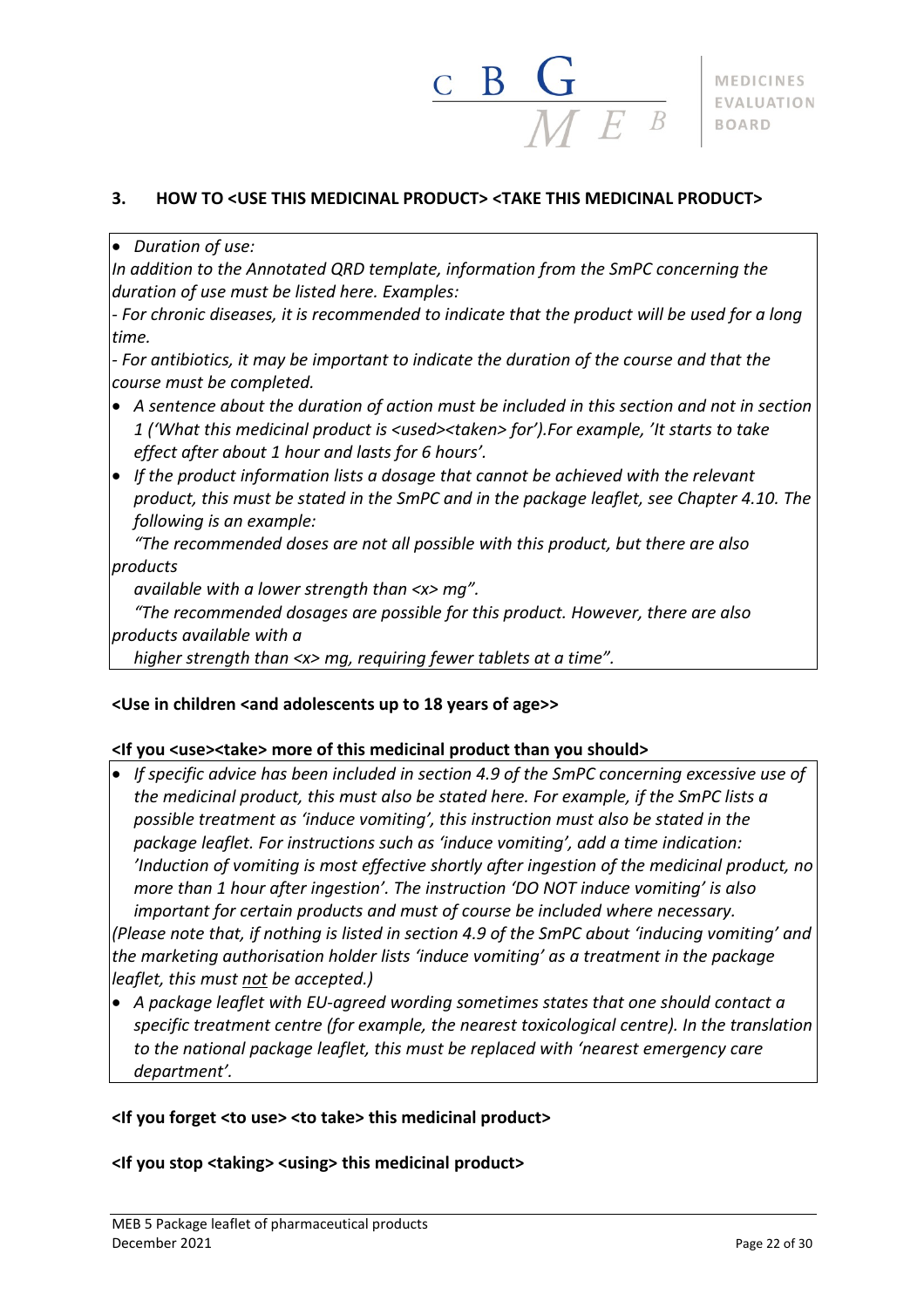### 3. HOW TO <USE THIS MEDICINAL PRODUCT> <TAKE THIS MEDICINAL PRODUCT>

- *Duration of use:*

*In addition to the Annotated QRD template, information from the SmPC concerning the duration of use must be listed here. Examples:*

*- For chronic diseases, it is recommended to indicate that the product will be used for a long time.*

*- For antibiotics, it may be important to indicate the duration of the course and that the course must be completed.*

- *A sentence about the duration of action must be included in this section and not in section 1 ('What this medicinal product is <used><taken> for').For example, 'It starts to take effect after about 1 hour and lasts for 6 hours'.*
- *If the product information lists a dosage that cannot be achieved with the relevant product, this must be stated in the SmPC and in the package leaflet, see Chapter 4.10. The following is an example:*

  *"The recommended doses are not all possible with this product, but there are also products available with a lower strength than <x> mg".*

  *"The recommended dosages are possible for this product. However, there are also products available with a higher strength than <x> mg, requiring fewer tablets at a time".*

**<Use in children <and adolescents up to 18 years of age>>**

**<If you <use><take> more of this medicinal product than you should>**

- *If specific advice has been included in section 4.9 of the SmPC concerning excessive use of the medicinal product, this must also be stated here. For example, if the SmPC lists a possible treatment as 'induce vomiting', this instruction must also be stated in the package leaflet. For instructions such as 'induce vomiting', add a time indication: 'Induction of vomiting is most effective shortly after ingestion of the medicinal product, no more than 1 hour after ingestion'. The instruction 'DO NOT induce vomiting' is also important for certain products and must of course be included where necessary.*

*(Please note that, if nothing is listed in section 4.9 of the SmPC about 'inducing vomiting' and the marketing authorisation holder lists 'induce vomiting' as a treatment in the package leaflet, this must not be accepted.)*

- *A package leaflet with EU-agreed wording sometimes states that one should contact a specific treatment centre (for example, the nearest toxicological centre). In the translation to the national package leaflet, this must be replaced with 'nearest emergency care department'.*

**<If you forget <to use> <to take> this medicinal product>**

**<If you stop <taking> <using> this medicinal product>**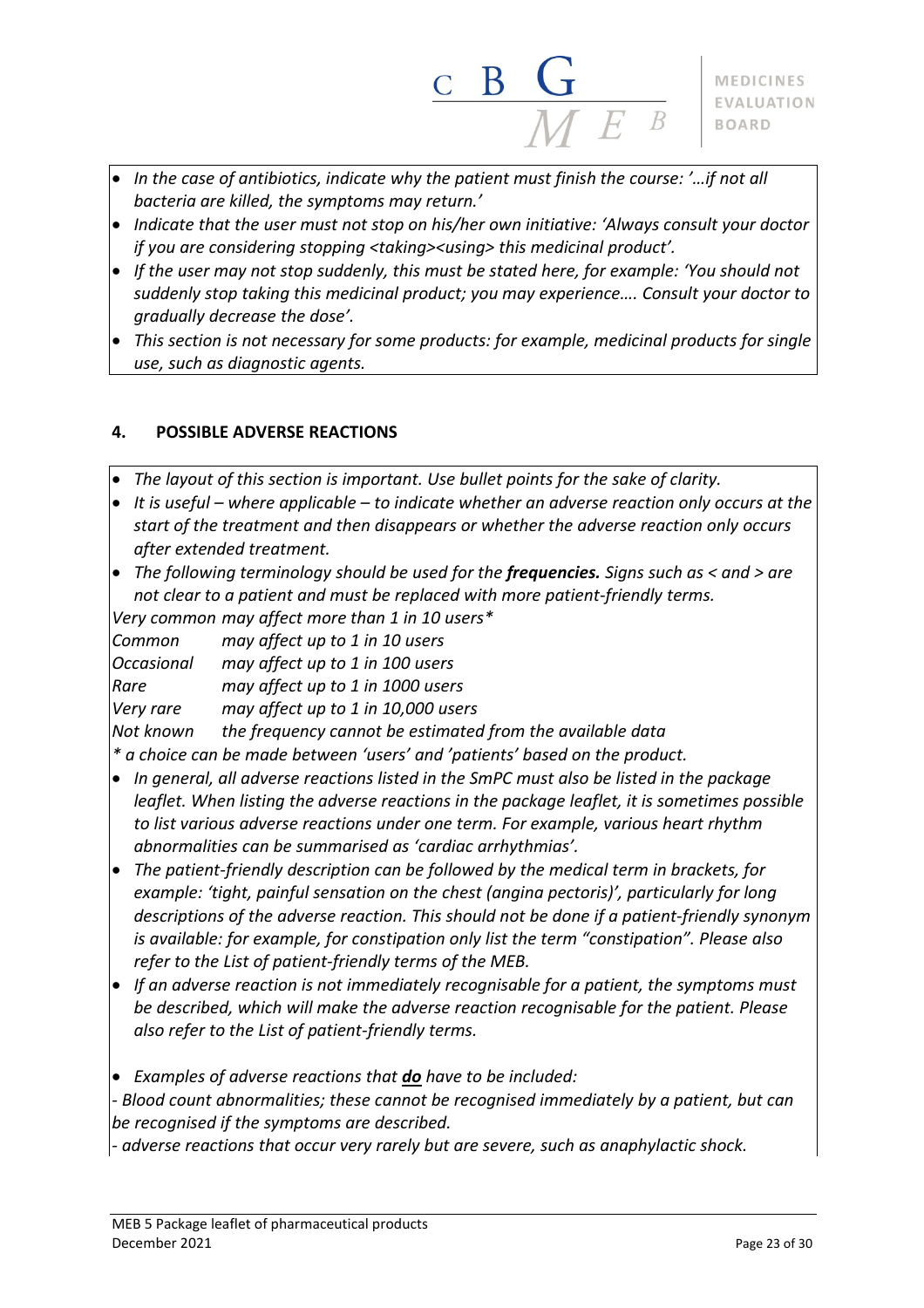- *In the case of antibiotics, indicate why the patient must finish the course: '…if not all bacteria are killed, the symptoms may return.'*
- *Indicate that the user must not stop on his/her own initiative: 'Always consult your doctor if you are considering stopping <taking><using> this medicinal product'.*
- *If the user may not stop suddenly, this must be stated here, for example: 'You should not suddenly stop taking this medicinal product; you may experience…. Consult your doctor to gradually decrease the dose'.*
- *This section is not necessary for some products: for example, medicinal products for single use, such as diagnostic agents.*

## 4. POSSIBLE ADVERSE REACTIONS

- *The layout of this section is important. Use bullet points for the sake of clarity.*
- *It is useful – where applicable – to indicate whether an adverse reaction only occurs at the start of the treatment and then disappears or whether the adverse reaction only occurs after extended treatment.*
- *The following terminology should be used for the* ***frequencies.*** *Signs such as < and > are not clear to a patient and must be replaced with more patient-friendly terms.*

| | |
|---|---|
| *Very common* | *may affect more than 1 in 10 users\** |
| *Common* | *may affect up to 1 in 10 users* |
| *Occasional* | *may affect up to 1 in 100 users* |
| *Rare* | *may affect up to 1 in 1000 users* |
| *Very rare* | *may affect up to 1 in 10,000 users* |
| *Not known* | *the frequency cannot be estimated from the available data* |

*\* a choice can be made between 'users' and 'patients' based on the product.*

- *In general, all adverse reactions listed in the SmPC must also be listed in the package leaflet. When listing the adverse reactions in the package leaflet, it is sometimes possible to list various adverse reactions under one term. For example, various heart rhythm abnormalities can be summarised as 'cardiac arrhythmias'.*
- *The patient-friendly description can be followed by the medical term in brackets, for example: 'tight, painful sensation on the chest (angina pectoris)', particularly for long descriptions of the adverse reaction. This should not be done if a patient-friendly synonym is available: for example, for constipation only list the term "constipation". Please also refer to the List of patient-friendly terms of the MEB.*
- *If an adverse reaction is not immediately recognisable for a patient, the symptoms must be described, which will make the adverse reaction recognisable for the patient. Please also refer to the List of patient-friendly terms.*

- *Examples of adverse reactions that* ***do*** *have to be included:*

*- Blood count abnormalities; these cannot be recognised immediately by a patient, but can be recognised if the symptoms are described.*

*- adverse reactions that occur very rarely but are severe, such as anaphylactic shock.*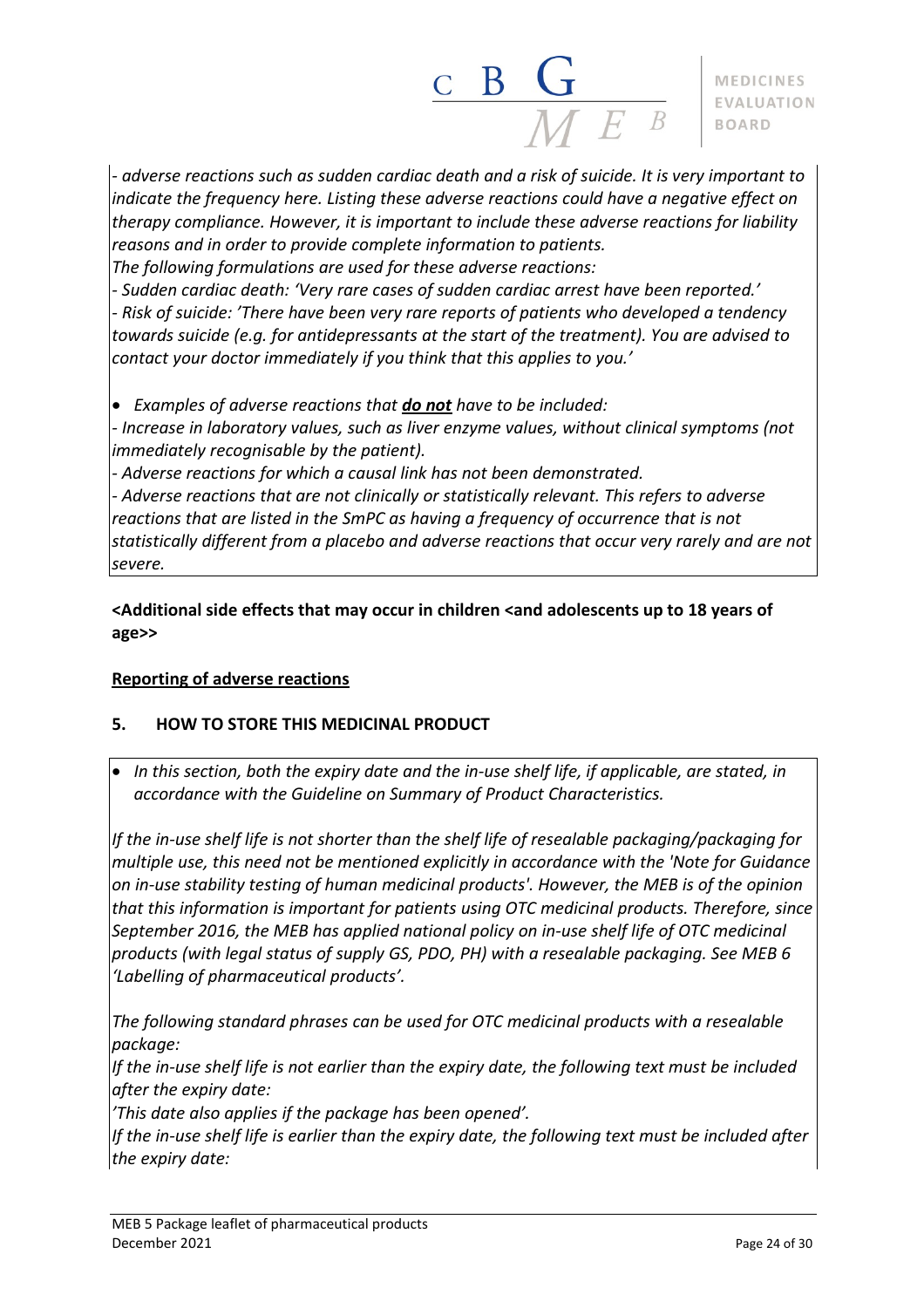*- adverse reactions such as sudden cardiac death and a risk of suicide. It is very important to indicate the frequency here. Listing these adverse reactions could have a negative effect on therapy compliance. However, it is important to include these adverse reactions for liability reasons and in order to provide complete information to patients.*
*The following formulations are used for these adverse reactions:*
*- Sudden cardiac death: 'Very rare cases of sudden cardiac arrest have been reported.'*
*- Risk of suicide: 'There have been very rare reports of patients who developed a tendency towards suicide (e.g. for antidepressants at the start of the treatment). You are advised to contact your doctor immediately if you think that this applies to you.'*

- *Examples of adverse reactions that* ***do not*** *have to be included:*

*- Increase in laboratory values, such as liver enzyme values, without clinical symptoms (not immediately recognisable by the patient).*
*- Adverse reactions for which a causal link has not been demonstrated.*
*- Adverse reactions that are not clinically or statistically relevant. This refers to adverse reactions that are listed in the SmPC as having a frequency of occurrence that is not statistically different from a placebo and adverse reactions that occur very rarely and are not severe.*

**<Additional side effects that may occur in children <and adolescents up to 18 years of age>>**

**Reporting of adverse reactions**

## 5. HOW TO STORE THIS MEDICINAL PRODUCT

- *In this section, both the expiry date and the in-use shelf life, if applicable, are stated, in accordance with the Guideline on Summary of Product Characteristics.*

*If the in-use shelf life is not shorter than the shelf life of resealable packaging/packaging for multiple use, this need not be mentioned explicitly in accordance with the 'Note for Guidance on in-use stability testing of human medicinal products'. However, the MEB is of the opinion that this information is important for patients using OTC medicinal products. Therefore, since September 2016, the MEB has applied national policy on in-use shelf life of OTC medicinal products (with legal status of supply GS, PDO, PH) with a resealable packaging. See MEB 6 'Labelling of pharmaceutical products'.*

*The following standard phrases can be used for OTC medicinal products with a resealable package:*
*If the in-use shelf life is not earlier than the expiry date, the following text must be included after the expiry date:*
*'This date also applies if the package has been opened'.*
*If the in-use shelf life is earlier than the expiry date, the following text must be included after the expiry date:*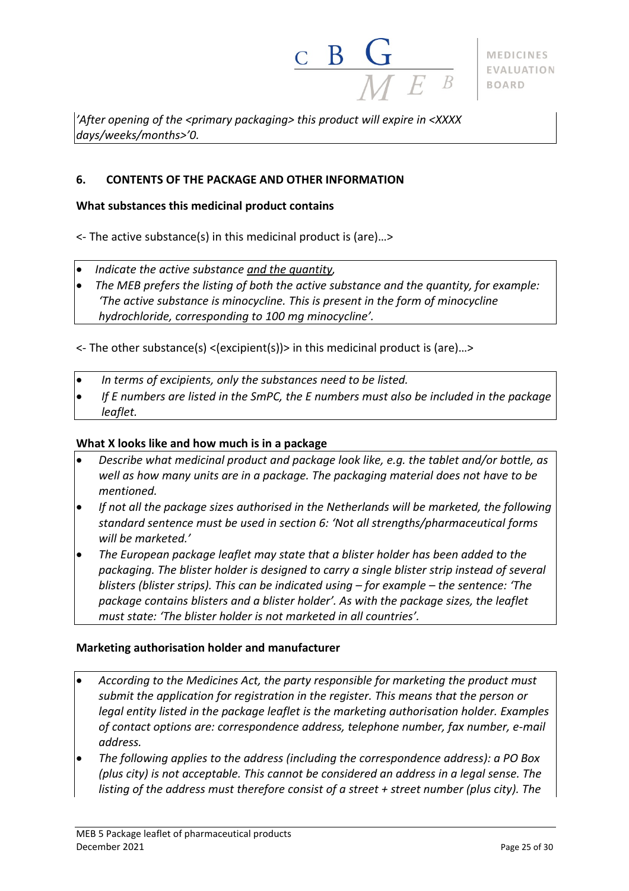*'After opening of the <primary packaging> this product will expire in <XXXX days/weeks/months>'0.*

### 6. CONTENTS OF THE PACKAGE AND OTHER INFORMATION

**What substances this medicinal product contains**

<- The active substance(s) in this medicinal product is (are)…>

- *Indicate the active substance and the quantity,*
- *The MEB prefers the listing of both the active substance and the quantity, for example: 'The active substance is minocycline. This is present in the form of minocycline hydrochloride, corresponding to 100 mg minocycline'.*

<- The other substance(s) <(excipient(s))> in this medicinal product is (are)…>

- *In terms of excipients, only the substances need to be listed.*
- *If E numbers are listed in the SmPC, the E numbers must also be included in the package leaflet.*

**What X looks like and how much is in a package**

- *Describe what medicinal product and package look like, e.g. the tablet and/or bottle, as well as how many units are in a package. The packaging material does not have to be mentioned.*
- *If not all the package sizes authorised in the Netherlands will be marketed, the following standard sentence must be used in section 6: 'Not all strengths/pharmaceutical forms will be marketed.'*
- *The European package leaflet may state that a blister holder has been added to the packaging. The blister holder is designed to carry a single blister strip instead of several blisters (blister strips). This can be indicated using – for example – the sentence: 'The package contains blisters and a blister holder'. As with the package sizes, the leaflet must state: 'The blister holder is not marketed in all countries'.*

**Marketing authorisation holder and manufacturer**

- *According to the Medicines Act, the party responsible for marketing the product must submit the application for registration in the register. This means that the person or legal entity listed in the package leaflet is the marketing authorisation holder. Examples of contact options are: correspondence address, telephone number, fax number, e-mail address.*
- *The following applies to the address (including the correspondence address): a PO Box (plus city) is not acceptable. This cannot be considered an address in a legal sense. The listing of the address must therefore consist of a street + street number (plus city). The*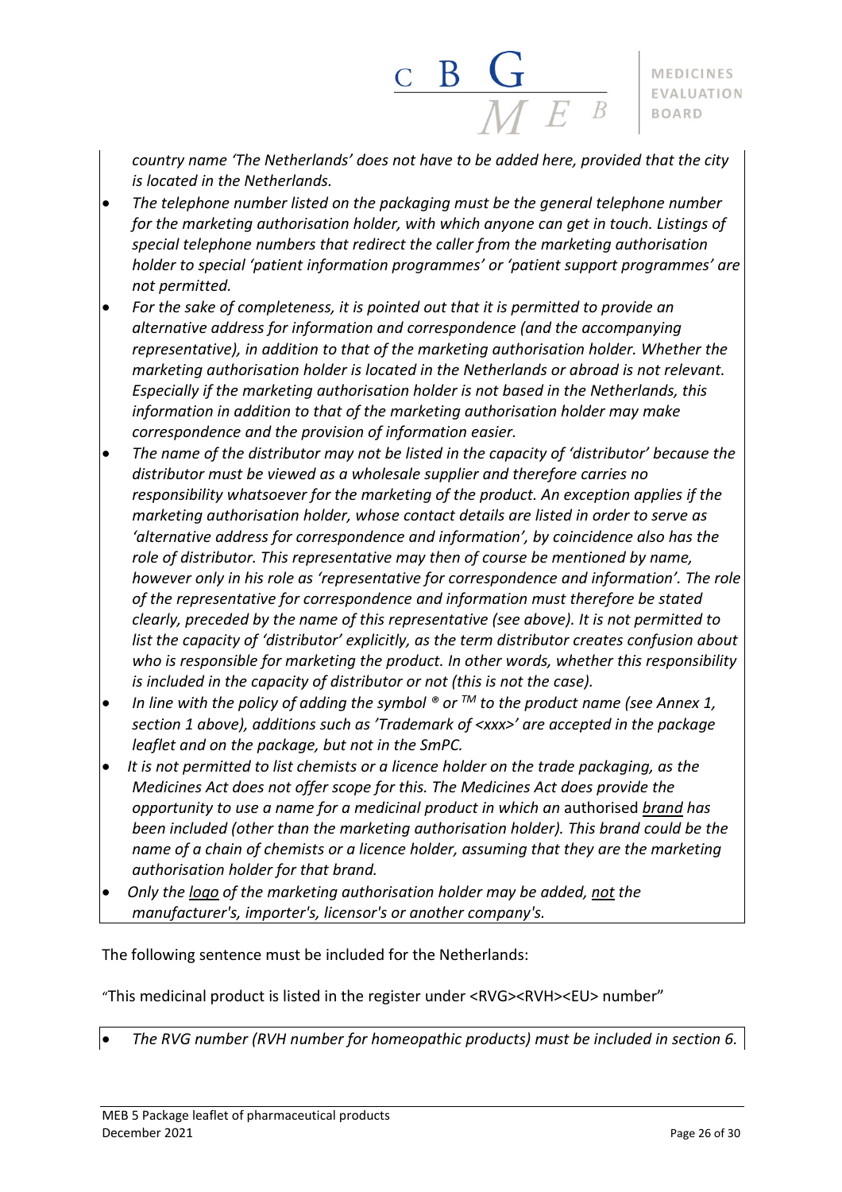*country name 'The Netherlands' does not have to be added here, provided that the city is located in the Netherlands.*

- *The telephone number listed on the packaging must be the general telephone number for the marketing authorisation holder, with which anyone can get in touch. Listings of special telephone numbers that redirect the caller from the marketing authorisation holder to special 'patient information programmes' or 'patient support programmes' are not permitted.*
- *For the sake of completeness, it is pointed out that it is permitted to provide an alternative address for information and correspondence (and the accompanying representative), in addition to that of the marketing authorisation holder. Whether the marketing authorisation holder is located in the Netherlands or abroad is not relevant. Especially if the marketing authorisation holder is not based in the Netherlands, this information in addition to that of the marketing authorisation holder may make correspondence and the provision of information easier.*
- *The name of the distributor may not be listed in the capacity of 'distributor' because the distributor must be viewed as a wholesale supplier and therefore carries no responsibility whatsoever for the marketing of the product. An exception applies if the marketing authorisation holder, whose contact details are listed in order to serve as 'alternative address for correspondence and information', by coincidence also has the role of distributor. This representative may then of course be mentioned by name, however only in his role as 'representative for correspondence and information'. The role of the representative for correspondence and information must therefore be stated clearly, preceded by the name of this representative (see above). It is not permitted to list the capacity of 'distributor' explicitly, as the term distributor creates confusion about who is responsible for marketing the product. In other words, whether this responsibility is included in the capacity of distributor or not (this is not the case).*
- *In line with the policy of adding the symbol ® or ™ to the product name (see Annex 1, section 1 above), additions such as 'Trademark of <xxx>' are accepted in the package leaflet and on the package, but not in the SmPC.*
- *It is not permitted to list chemists or a licence holder on the trade packaging, as the Medicines Act does not offer scope for this. The Medicines Act does provide the opportunity to use a name for a medicinal product in which an* authorised *<u>brand</u> has been included (other than the marketing authorisation holder). This brand could be the name of a chain of chemists or a licence holder, assuming that they are the marketing authorisation holder for that brand.*
- *Only the <u>logo</u> of the marketing authorisation holder may be added, <u>not</u> the manufacturer's, importer's, licensor's or another company's.*

The following sentence must be included for the Netherlands:

"This medicinal product is listed in the register under <RVG><RVH><EU> number"

- *The RVG number (RVH number for homeopathic products) must be included in section 6.*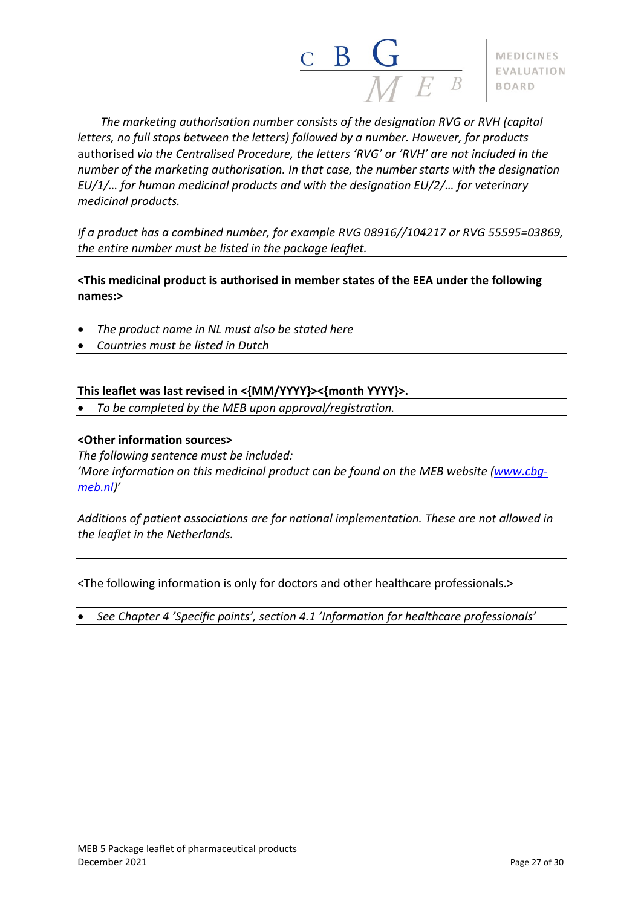*The marketing authorisation number consists of the designation RVG or RVH (capital letters, no full stops between the letters) followed by a number. However, for products* authorised *via the Centralised Procedure, the letters 'RVG' or 'RVH' are not included in the number of the marketing authorisation. In that case, the number starts with the designation EU/1/… for human medicinal products and with the designation EU/2/… for veterinary medicinal products.*

*If a product has a combined number, for example RVG 08916//104217 or RVG 55595=03869, the entire number must be listed in the package leaflet.*

**<This medicinal product is authorised in member states of the EEA under the following names:>**

- *The product name in NL must also be stated here*
- *Countries must be listed in Dutch*

**This leaflet was last revised in <{MM/YYYY}><{month YYYY}>.**

- *To be completed by the MEB upon approval/registration.*

**<Other information sources>**

*The following sentence must be included:*
*'More information on this medicinal product can be found on the MEB website ([www.cbg-meb.nl](www.cbg-meb.nl))'*

*Additions of patient associations are for national implementation. These are not allowed in the leaflet in the Netherlands.*

---

<The following information is only for doctors and other healthcare professionals.>

- *See Chapter 4 'Specific points', section 4.1 'Information for healthcare professionals'*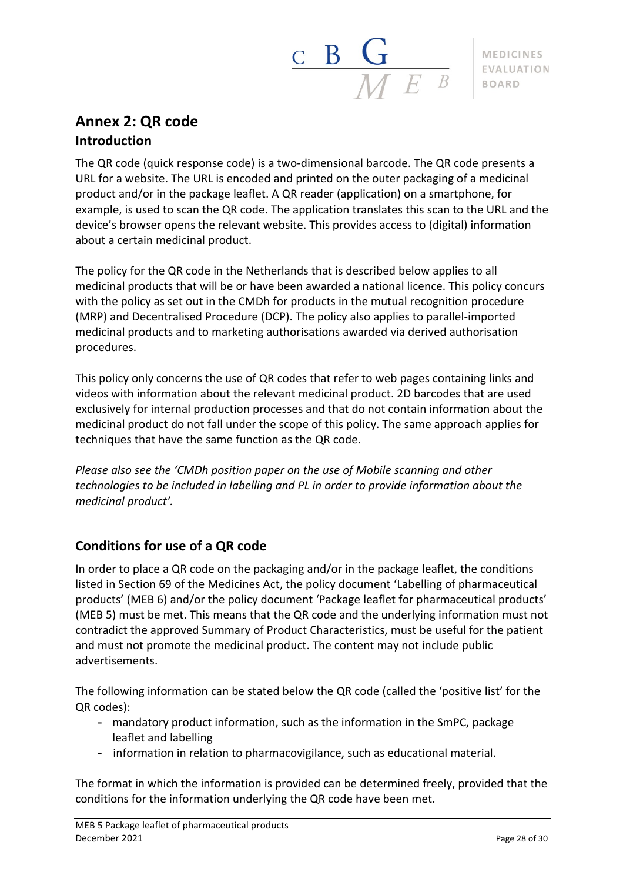# Annex 2: QR code

## Introduction

The QR code (quick response code) is a two-dimensional barcode. The QR code presents a URL for a website. The URL is encoded and printed on the outer packaging of a medicinal product and/or in the package leaflet. A QR reader (application) on a smartphone, for example, is used to scan the QR code. The application translates this scan to the URL and the device's browser opens the relevant website. This provides access to (digital) information about a certain medicinal product.

The policy for the QR code in the Netherlands that is described below applies to all medicinal products that will be or have been awarded a national licence. This policy concurs with the policy as set out in the CMDh for products in the mutual recognition procedure (MRP) and Decentralised Procedure (DCP). The policy also applies to parallel-imported medicinal products and to marketing authorisations awarded via derived authorisation procedures.

This policy only concerns the use of QR codes that refer to web pages containing links and videos with information about the relevant medicinal product. 2D barcodes that are used exclusively for internal production processes and that do not contain information about the medicinal product do not fall under the scope of this policy. The same approach applies for techniques that have the same function as the QR code.

*Please also see the 'CMDh position paper on the use of Mobile scanning and other technologies to be included in labelling and PL in order to provide information about the medicinal product'.*

## Conditions for use of a QR code

In order to place a QR code on the packaging and/or in the package leaflet, the conditions listed in Section 69 of the Medicines Act, the policy document 'Labelling of pharmaceutical products' (MEB 6) and/or the policy document 'Package leaflet for pharmaceutical products' (MEB 5) must be met. This means that the QR code and the underlying information must not contradict the approved Summary of Product Characteristics, must be useful for the patient and must not promote the medicinal product. The content may not include public advertisements.

The following information can be stated below the QR code (called the 'positive list' for the QR codes):

- mandatory product information, such as the information in the SmPC, package leaflet and labelling
- information in relation to pharmacovigilance, such as educational material.

The format in which the information is provided can be determined freely, provided that the conditions for the information underlying the QR code have been met.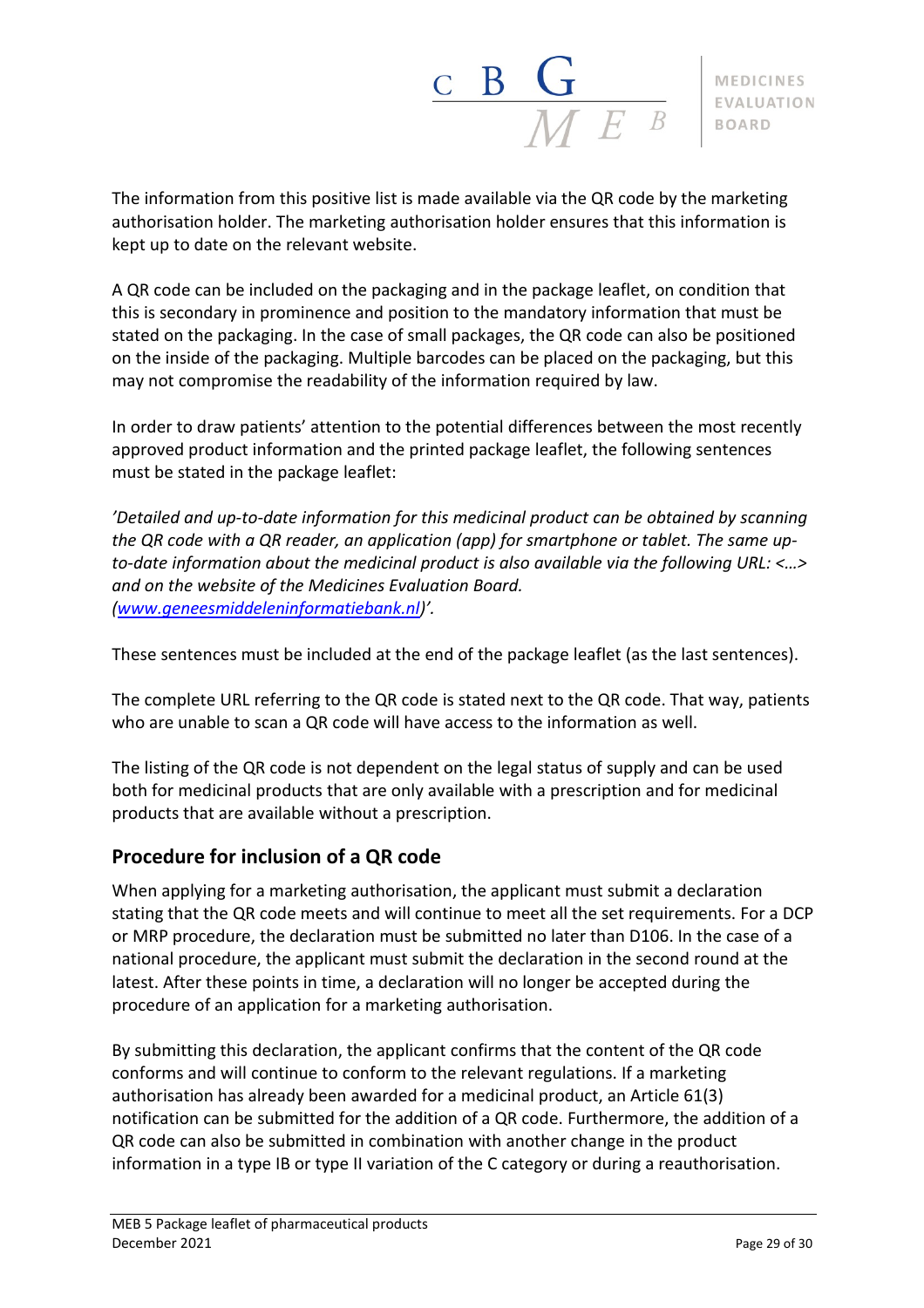The information from this positive list is made available via the QR code by the marketing authorisation holder. The marketing authorisation holder ensures that this information is kept up to date on the relevant website.

A QR code can be included on the packaging and in the package leaflet, on condition that this is secondary in prominence and position to the mandatory information that must be stated on the packaging. In the case of small packages, the QR code can also be positioned on the inside of the packaging. Multiple barcodes can be placed on the packaging, but this may not compromise the readability of the information required by law.

In order to draw patients' attention to the potential differences between the most recently approved product information and the printed package leaflet, the following sentences must be stated in the package leaflet:

*'Detailed and up-to-date information for this medicinal product can be obtained by scanning the QR code with a QR reader, an application (app) for smartphone or tablet. The same up-to-date information about the medicinal product is also available via the following URL: <…> and on the website of the Medicines Evaluation Board. ([www.geneesmiddeleninformatiebank.nl](www.geneesmiddeleninformatiebank.nl))'.*

These sentences must be included at the end of the package leaflet (as the last sentences).

The complete URL referring to the QR code is stated next to the QR code. That way, patients who are unable to scan a QR code will have access to the information as well.

The listing of the QR code is not dependent on the legal status of supply and can be used both for medicinal products that are only available with a prescription and for medicinal products that are available without a prescription.

## Procedure for inclusion of a QR code

When applying for a marketing authorisation, the applicant must submit a declaration stating that the QR code meets and will continue to meet all the set requirements. For a DCP or MRP procedure, the declaration must be submitted no later than D106. In the case of a national procedure, the applicant must submit the declaration in the second round at the latest. After these points in time, a declaration will no longer be accepted during the procedure of an application for a marketing authorisation.

By submitting this declaration, the applicant confirms that the content of the QR code conforms and will continue to conform to the relevant regulations. If a marketing authorisation has already been awarded for a medicinal product, an Article 61(3) notification can be submitted for the addition of a QR code. Furthermore, the addition of a QR code can also be submitted in combination with another change in the product information in a type IB or type II variation of the C category or during a reauthorisation.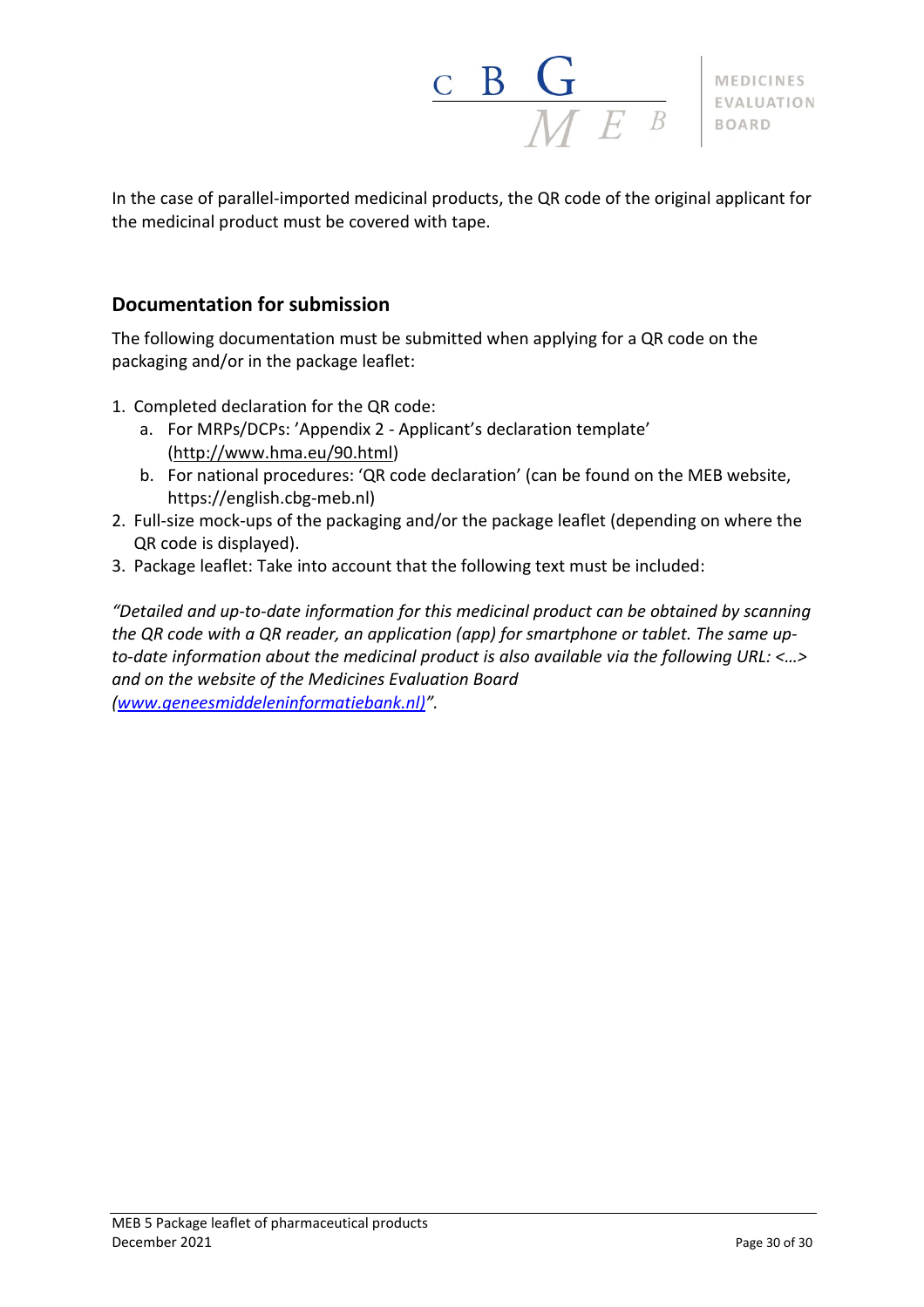In the case of parallel-imported medicinal products, the QR code of the original applicant for the medicinal product must be covered with tape.

## Documentation for submission

The following documentation must be submitted when applying for a QR code on the packaging and/or in the package leaflet:

1. Completed declaration for the QR code:
    a. For MRPs/DCPs: 'Appendix 2 - Applicant's declaration template' (http://www.hma.eu/90.html)
    b. For national procedures: 'QR code declaration' (can be found on the MEB website, https://english.cbg-meb.nl)
2. Full-size mock-ups of the packaging and/or the package leaflet (depending on where the QR code is displayed).
3. Package leaflet: Take into account that the following text must be included:

*"Detailed and up-to-date information for this medicinal product can be obtained by scanning the QR code with a QR reader, an application (app) for smartphone or tablet. The same up-to-date information about the medicinal product is also available via the following URL: <...> and on the website of the Medicines Evaluation Board (www.geneesmiddeleninformatiebank.nl)".*